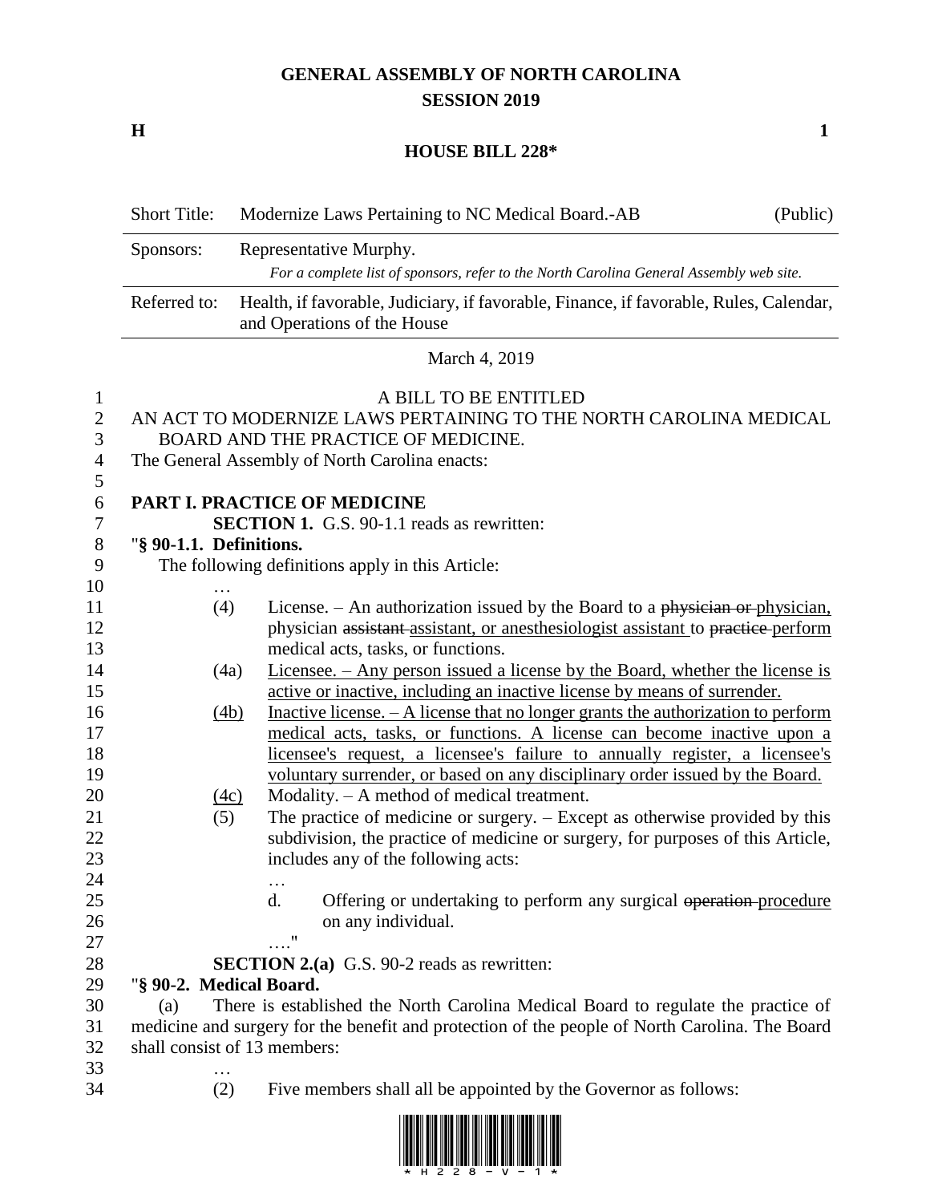# GENERAL ASSEMBLY OF NORTH CAROLINA
## SESSION 2019

**H** **1**

## HOUSE BILL 228*

| Short Title: | Modernize Laws Pertaining to NC Medical Board.-AB | (Public) |
|---|---|---|
| Sponsors: | Representative Murphy. *For a complete list of sponsors, refer to the North Carolina General Assembly web site.* | |
| Referred to: | Health, if favorable, Judiciary, if favorable, Finance, if favorable, Rules, Calendar, and Operations of the House | |

March 4, 2019

A BILL TO BE ENTITLED

AN ACT TO MODERNIZE LAWS PERTAINING TO THE NORTH CAROLINA MEDICAL BOARD AND THE PRACTICE OF MEDICINE.

The General Assembly of North Carolina enacts:

**PART I. PRACTICE OF MEDICINE**

**SECTION 1.** G.S. 90-1.1 reads as rewritten:

"**§ 90-1.1. Definitions.**

The following definitions apply in this Article:

…

(4) License. – An authorization issued by the Board to a ~~physician or~~ physician, physician ~~assistant~~ assistant, or anesthesiologist assistant to ~~practice~~ perform medical acts, tasks, or functions.

(4a) Licensee. – Any person issued a license by the Board, whether the license is active or inactive, including an inactive license by means of surrender.

(4b) Inactive license. – A license that no longer grants the authorization to perform medical acts, tasks, or functions. A license can become inactive upon a licensee's request, a licensee's failure to annually register, a licensee's voluntary surrender, or based on any disciplinary order issued by the Board.

(4c) Modality. – A method of medical treatment.

(5) The practice of medicine or surgery. – Except as otherwise provided by this subdivision, the practice of medicine or surgery, for purposes of this Article, includes any of the following acts:

…

d. Offering or undertaking to perform any surgical ~~operation~~ procedure on any individual.

…."

**SECTION 2.(a)** G.S. 90-2 reads as rewritten:

"**§ 90-2. Medical Board.**

(a) There is established the North Carolina Medical Board to regulate the practice of medicine and surgery for the benefit and protection of the people of North Carolina. The Board shall consist of 13 members:

…

(2) Five members shall all be appointed by the Governor as follows: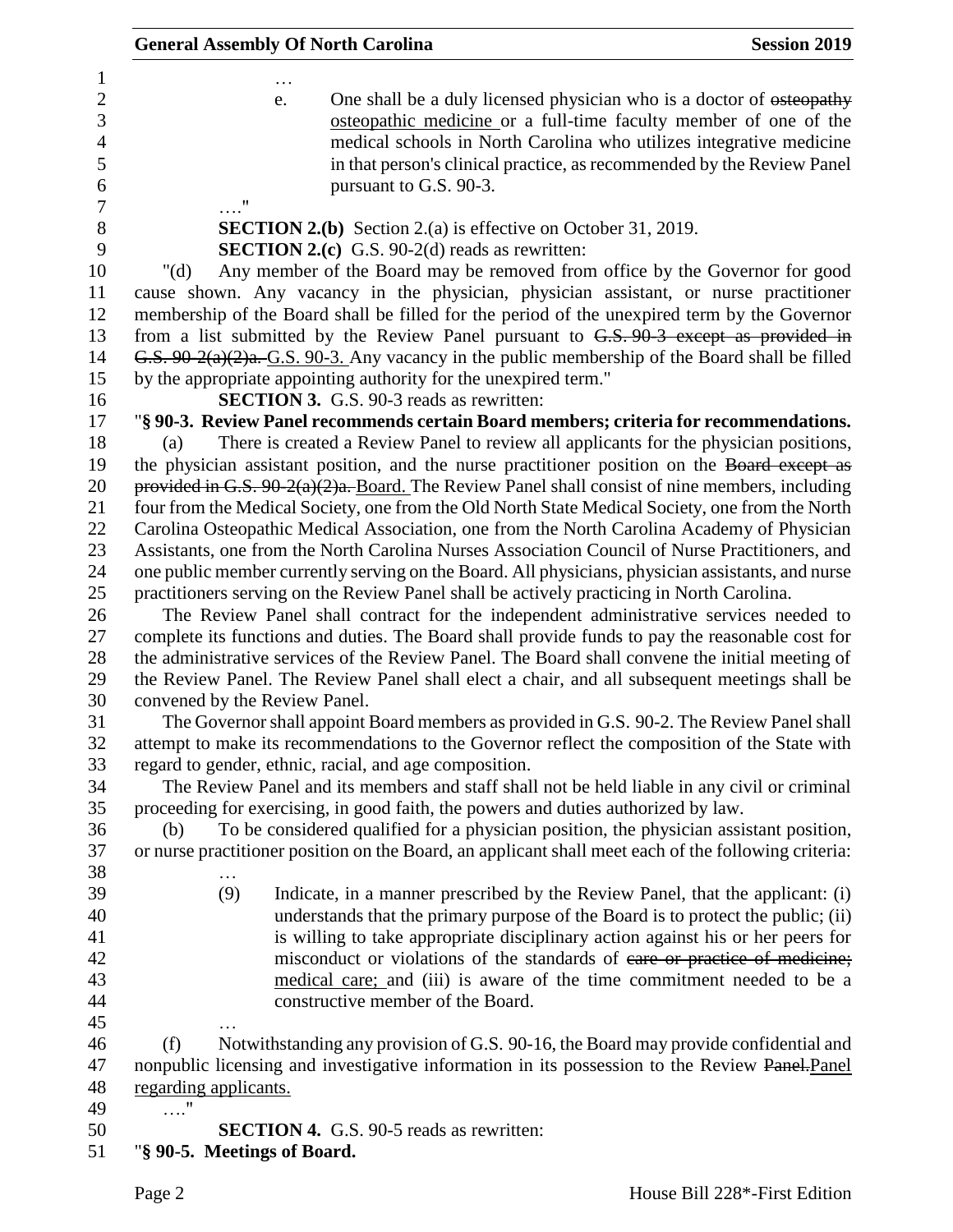…

e. One shall be a duly licensed physician who is a doctor of ~~osteopathy~~ osteopathic medicine or a full-time faculty member of one of the medical schools in North Carolina who utilizes integrative medicine in that person's clinical practice, as recommended by the Review Panel pursuant to G.S. 90-3.

…."

**SECTION 2.(b)** Section 2.(a) is effective on October 31, 2019.

**SECTION 2.(c)** G.S. 90-2(d) reads as rewritten:

"(d) Any member of the Board may be removed from office by the Governor for good cause shown. Any vacancy in the physician, physician assistant, or nurse practitioner membership of the Board shall be filled for the period of the unexpired term by the Governor from a list submitted by the Review Panel pursuant to ~~G.S. 90-3 except as provided in G.S. 90-2(a)(2)a.~~ G.S. 90-3. Any vacancy in the public membership of the Board shall be filled by the appropriate appointing authority for the unexpired term."

**SECTION 3.** G.S. 90-3 reads as rewritten:

"**§ 90-3. Review Panel recommends certain Board members; criteria for recommendations.**

(a) There is created a Review Panel to review all applicants for the physician positions, the physician assistant position, and the nurse practitioner position on the ~~Board except as provided in G.S. 90-2(a)(2)a.~~ Board. The Review Panel shall consist of nine members, including four from the Medical Society, one from the Old North State Medical Society, one from the North Carolina Osteopathic Medical Association, one from the North Carolina Academy of Physician Assistants, one from the North Carolina Nurses Association Council of Nurse Practitioners, and one public member currently serving on the Board. All physicians, physician assistants, and nurse practitioners serving on the Review Panel shall be actively practicing in North Carolina.

The Review Panel shall contract for the independent administrative services needed to complete its functions and duties. The Board shall provide funds to pay the reasonable cost for the administrative services of the Review Panel. The Board shall convene the initial meeting of the Review Panel. The Review Panel shall elect a chair, and all subsequent meetings shall be convened by the Review Panel.

The Governor shall appoint Board members as provided in G.S. 90-2. The Review Panel shall attempt to make its recommendations to the Governor reflect the composition of the State with regard to gender, ethnic, racial, and age composition.

The Review Panel and its members and staff shall not be held liable in any civil or criminal proceeding for exercising, in good faith, the powers and duties authorized by law.

(b) To be considered qualified for a physician position, the physician assistant position, or nurse practitioner position on the Board, an applicant shall meet each of the following criteria:

…

(9) Indicate, in a manner prescribed by the Review Panel, that the applicant: (i) understands that the primary purpose of the Board is to protect the public; (ii) is willing to take appropriate disciplinary action against his or her peers for misconduct or violations of the standards of ~~care or practice of medicine;~~ medical care; and (iii) is aware of the time commitment needed to be a constructive member of the Board.

…

(f) Notwithstanding any provision of G.S. 90-16, the Board may provide confidential and nonpublic licensing and investigative information in its possession to the Review ~~Panel.~~Panel regarding applicants.

…."

**SECTION 4.** G.S. 90-5 reads as rewritten:

"**§ 90-5. Meetings of Board.**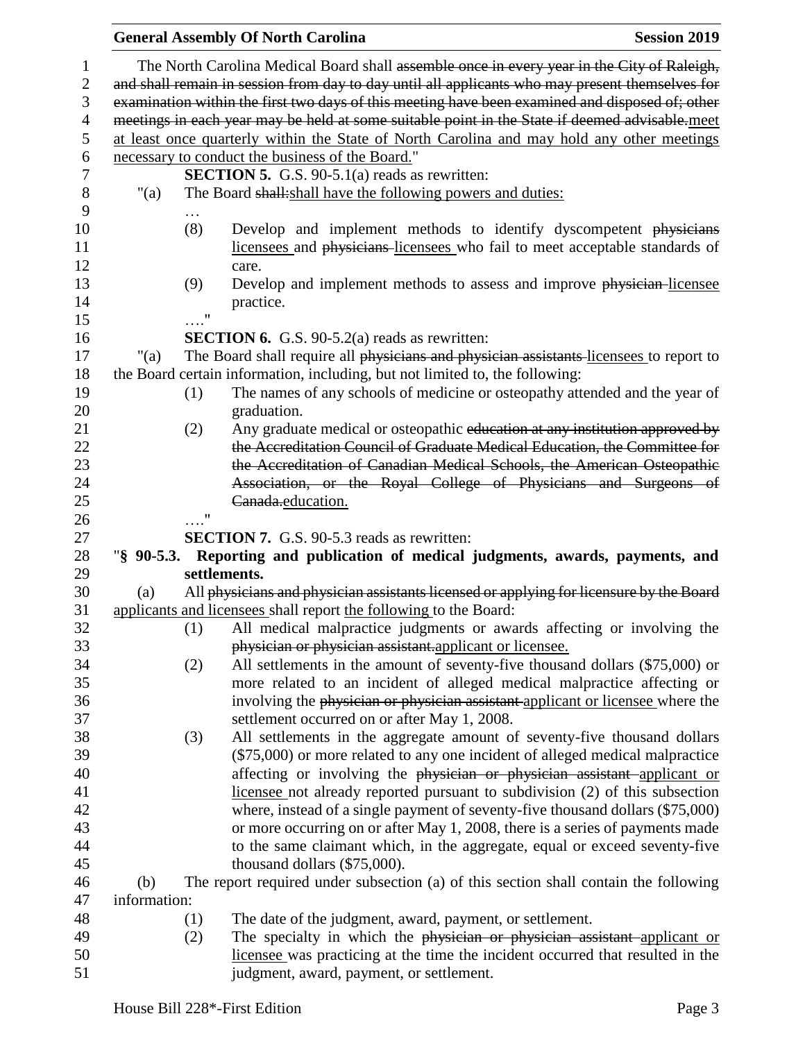The North Carolina Medical Board shall ~~assemble once in every year in the City of Raleigh, and shall remain in session from day to day until all applicants who may present themselves for examination within the first two days of this meeting have been examined and disposed of; other meetings in each year may be held at some suitable point in the State if deemed advisable.~~meet at least once quarterly within the State of North Carolina and may hold any other meetings necessary to conduct the business of the Board."

**SECTION 5.** G.S. 90-5.1(a) reads as rewritten:

"(a) The Board ~~shall:~~shall have the following powers and duties:

…

(8) Develop and implement methods to identify dyscompetent ~~physicians~~ licensees and ~~physicians~~ licensees who fail to meet acceptable standards of care.

(9) Develop and implement methods to assess and improve ~~physician~~ licensee practice.

…."

**SECTION 6.** G.S. 90-5.2(a) reads as rewritten:

"(a) The Board shall require all ~~physicians and physician assistants~~ licensees to report to the Board certain information, including, but not limited to, the following:

(1) The names of any schools of medicine or osteopathy attended and the year of graduation.

(2) Any graduate medical or osteopathic ~~education at any institution approved by the Accreditation Council of Graduate Medical Education, the Committee for the Accreditation of Canadian Medical Schools, the American Osteopathic Association, or the Royal College of Physicians and Surgeons of Canada.~~education.

…."

**SECTION 7.** G.S. 90-5.3 reads as rewritten:

"**§ 90-5.3. Reporting and publication of medical judgments, awards, payments, and settlements.**

(a) All ~~physicians and physician assistants licensed or applying for licensure by the Board~~ applicants and licensees shall report the following to the Board:

(1) All medical malpractice judgments or awards affecting or involving the ~~physician or physician assistant.~~applicant or licensee.

(2) All settlements in the amount of seventy-five thousand dollars ($75,000) or more related to an incident of alleged medical malpractice affecting or involving the ~~physician or physician assistant~~ applicant or licensee where the settlement occurred on or after May 1, 2008.

(3) All settlements in the aggregate amount of seventy-five thousand dollars ($75,000) or more related to any one incident of alleged medical malpractice affecting or involving the ~~physician or physician assistant~~ applicant or licensee not already reported pursuant to subdivision (2) of this subsection where, instead of a single payment of seventy-five thousand dollars ($75,000) or more occurring on or after May 1, 2008, there is a series of payments made to the same claimant which, in the aggregate, equal or exceed seventy-five thousand dollars ($75,000).

(b) The report required under subsection (a) of this section shall contain the following information:

(1) The date of the judgment, award, payment, or settlement.

(2) The specialty in which the ~~physician or physician assistant~~ applicant or licensee was practicing at the time the incident occurred that resulted in the judgment, award, payment, or settlement.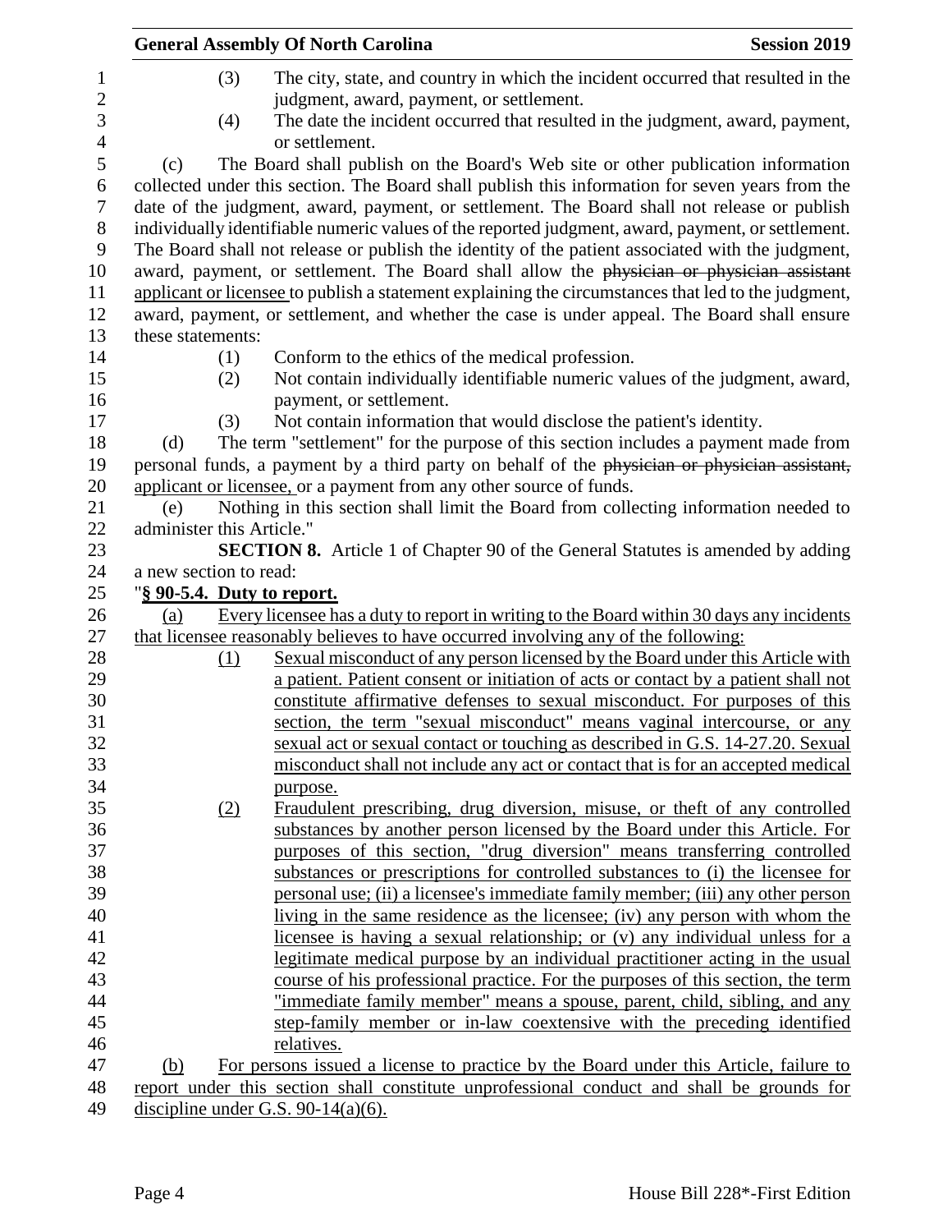(3) The city, state, and country in which the incident occurred that resulted in the judgment, award, payment, or settlement.

(4) The date the incident occurred that resulted in the judgment, award, payment, or settlement.

(c) The Board shall publish on the Board's Web site or other publication information collected under this section. The Board shall publish this information for seven years from the date of the judgment, award, payment, or settlement. The Board shall not release or publish individually identifiable numeric values of the reported judgment, award, payment, or settlement. The Board shall not release or publish the identity of the patient associated with the judgment, award, payment, or settlement. The Board shall allow the ~~physician or physician assistant~~ applicant or licensee to publish a statement explaining the circumstances that led to the judgment, award, payment, or settlement, and whether the case is under appeal. The Board shall ensure these statements:

(1) Conform to the ethics of the medical profession.

(2) Not contain individually identifiable numeric values of the judgment, award, payment, or settlement.

(3) Not contain information that would disclose the patient's identity.

(d) The term "settlement" for the purpose of this section includes a payment made from personal funds, a payment by a third party on behalf of the ~~physician or physician assistant,~~ applicant or licensee, or a payment from any other source of funds.

(e) Nothing in this section shall limit the Board from collecting information needed to administer this Article."

**SECTION 8.** Article 1 of Chapter 90 of the General Statutes is amended by adding a new section to read:

"**§ 90-5.4. Duty to report.**

(a) Every licensee has a duty to report in writing to the Board within 30 days any incidents that licensee reasonably believes to have occurred involving any of the following:

(1) Sexual misconduct of any person licensed by the Board under this Article with a patient. Patient consent or initiation of acts or contact by a patient shall not constitute affirmative defenses to sexual misconduct. For purposes of this section, the term "sexual misconduct" means vaginal intercourse, or any sexual act or sexual contact or touching as described in G.S. 14-27.20. Sexual misconduct shall not include any act or contact that is for an accepted medical purpose.

(2) Fraudulent prescribing, drug diversion, misuse, or theft of any controlled substances by another person licensed by the Board under this Article. For purposes of this section, "drug diversion" means transferring controlled substances or prescriptions for controlled substances to (i) the licensee for personal use; (ii) a licensee's immediate family member; (iii) any other person living in the same residence as the licensee; (iv) any person with whom the licensee is having a sexual relationship; or (v) any individual unless for a legitimate medical purpose by an individual practitioner acting in the usual course of his professional practice. For the purposes of this section, the term "immediate family member" means a spouse, parent, child, sibling, and any step-family member or in-law coextensive with the preceding identified relatives.

(b) For persons issued a license to practice by the Board under this Article, failure to report under this section shall constitute unprofessional conduct and shall be grounds for discipline under G.S. 90-14(a)(6).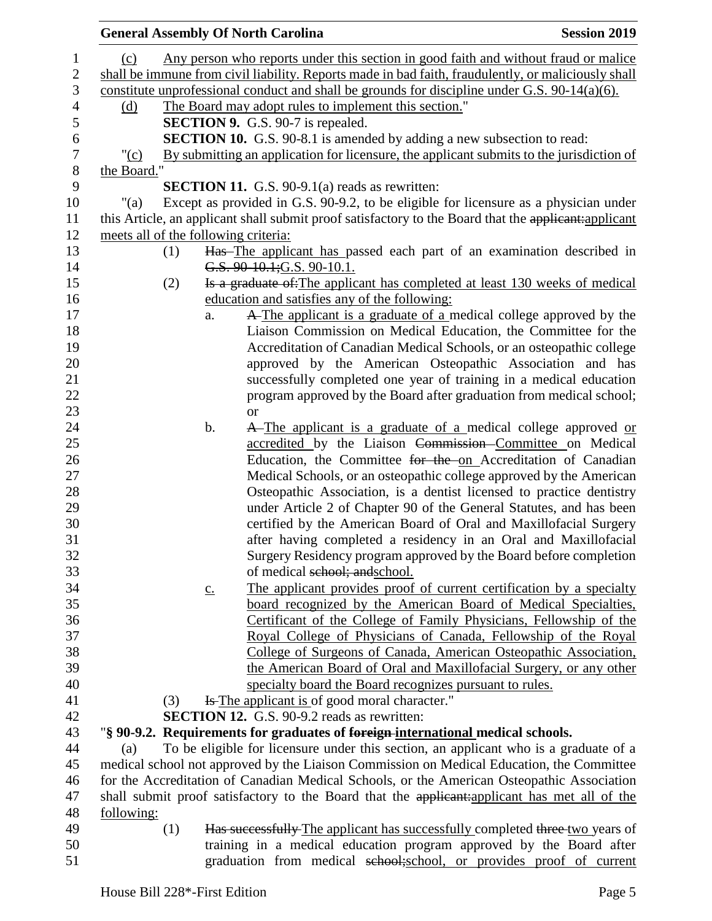(c) Any person who reports under this section in good faith and without fraud or malice shall be immune from civil liability. Reports made in bad faith, fraudulently, or maliciously shall constitute unprofessional conduct and shall be grounds for discipline under G.S. 90-14(a)(6).

(d) The Board may adopt rules to implement this section."

**SECTION 9.** G.S. 90-7 is repealed.

**SECTION 10.** G.S. 90-8.1 is amended by adding a new subsection to read:

"(c) By submitting an application for licensure, the applicant submits to the jurisdiction of the Board."

**SECTION 11.** G.S. 90-9.1(a) reads as rewritten:

"(a) Except as provided in G.S. 90-9.2, to be eligible for licensure as a physician under this Article, an applicant shall submit proof satisfactory to the Board that the ~~applicant:~~applicant meets all of the following criteria:

(1) ~~Has~~ The applicant has passed each part of an examination described in ~~G.S. 90-10.1;~~G.S. 90-10.1.

(2) ~~Is a graduate of:~~The applicant has completed at least 130 weeks of medical education and satisfies any of the following:

a. ~~A~~ The applicant is a graduate of a medical college approved by the Liaison Commission on Medical Education, the Committee for the Accreditation of Canadian Medical Schools, or an osteopathic college approved by the American Osteopathic Association and has successfully completed one year of training in a medical education program approved by the Board after graduation from medical school; or

b. ~~A~~ The applicant is a graduate of a medical college approved or accredited by the Liaison ~~Commission~~ Committee on Medical Education, the Committee ~~for the~~ on Accreditation of Canadian Medical Schools, or an osteopathic college approved by the American Osteopathic Association, is a dentist licensed to practice dentistry under Article 2 of Chapter 90 of the General Statutes, and has been certified by the American Board of Oral and Maxillofacial Surgery after having completed a residency in an Oral and Maxillofacial Surgery Residency program approved by the Board before completion of medical ~~school; and~~school.

c. The applicant provides proof of current certification by a specialty board recognized by the American Board of Medical Specialties, Certificant of the College of Family Physicians, Fellowship of the Royal College of Physicians of Canada, Fellowship of the Royal College of Surgeons of Canada, American Osteopathic Association, the American Board of Oral and Maxillofacial Surgery, or any other specialty board the Board recognizes pursuant to rules.

(3) ~~Is~~ The applicant is of good moral character."

**SECTION 12.** G.S. 90-9.2 reads as rewritten:

"**§ 90-9.2. Requirements for graduates of ~~foreign~~ international medical schools.**

(a) To be eligible for licensure under this section, an applicant who is a graduate of a medical school not approved by the Liaison Commission on Medical Education, the Committee for the Accreditation of Canadian Medical Schools, or the American Osteopathic Association shall submit proof satisfactory to the Board that the ~~applicant:~~applicant has met all of the following:

(1) ~~Has successfully~~ The applicant has successfully completed ~~three~~ two years of training in a medical education program approved by the Board after graduation from medical ~~school;~~school, or provides proof of current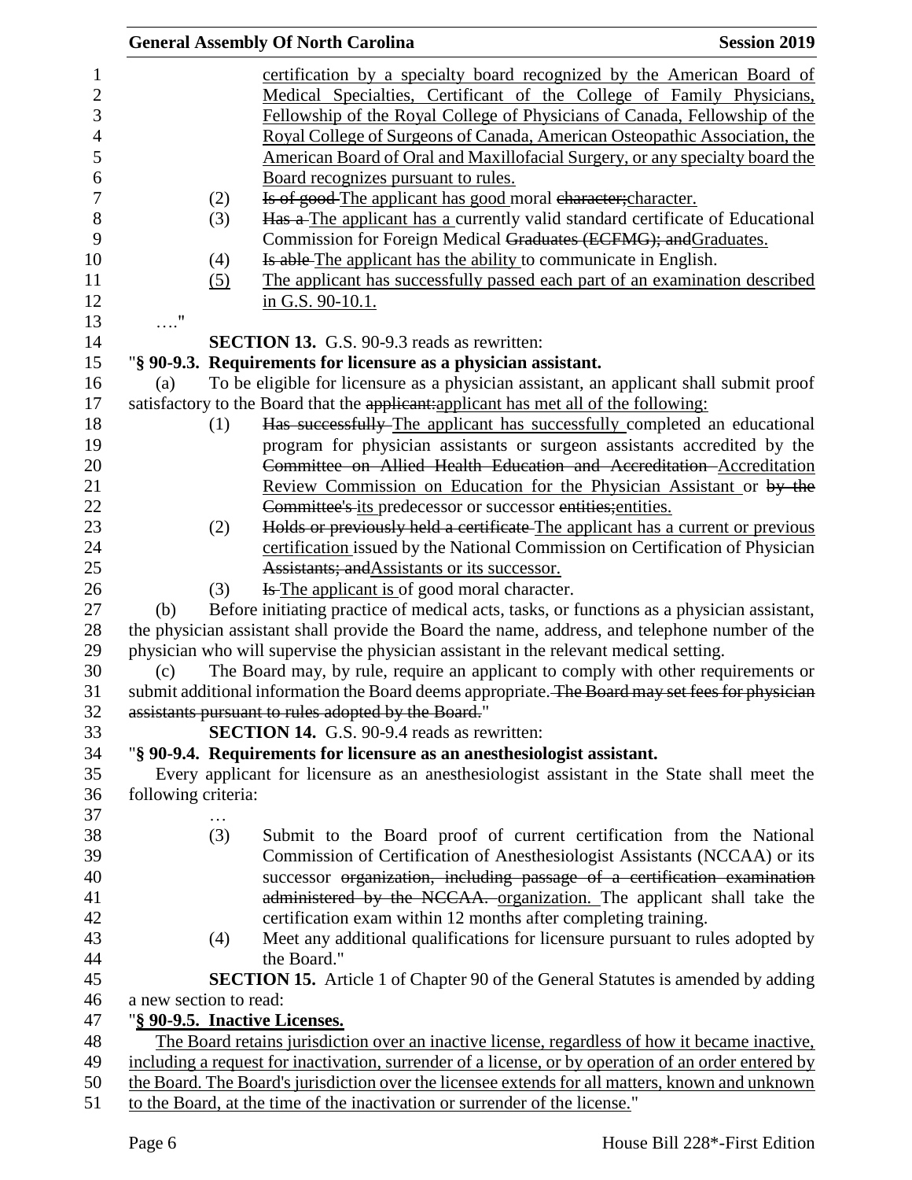certification by a specialty board recognized by the American Board of Medical Specialties, Certificant of the College of Family Physicians, Fellowship of the Royal College of Physicians of Canada, Fellowship of the Royal College of Surgeons of Canada, American Osteopathic Association, the American Board of Oral and Maxillofacial Surgery, or any specialty board the Board recognizes pursuant to rules.

(2) ~~Is of good~~ The applicant has good moral ~~character;~~character.

(3) ~~Has a~~ The applicant has a currently valid standard certificate of Educational Commission for Foreign Medical ~~Graduates (ECFMG); and~~Graduates.

(4) ~~Is able~~ The applicant has the ability to communicate in English.

(5) The applicant has successfully passed each part of an examination described in G.S. 90-10.1.

…."

**SECTION 13.** G.S. 90-9.3 reads as rewritten:

"**§ 90-9.3. Requirements for licensure as a physician assistant.**

(a) To be eligible for licensure as a physician assistant, an applicant shall submit proof satisfactory to the Board that the ~~applicant:~~applicant has met all of the following:

(1) ~~Has successfully~~ The applicant has successfully completed an educational program for physician assistants or surgeon assistants accredited by the ~~Committee on Allied Health Education and Accreditation~~ Accreditation Review Commission on Education for the Physician Assistant or ~~by the Committee's~~ its predecessor or successor ~~entities;~~entities.

(2) ~~Holds or previously held a certificate~~ The applicant has a current or previous certification issued by the National Commission on Certification of Physician ~~Assistants; and~~Assistants or its successor.

(3) ~~Is~~ The applicant is of good moral character.

(b) Before initiating practice of medical acts, tasks, or functions as a physician assistant, the physician assistant shall provide the Board the name, address, and telephone number of the physician who will supervise the physician assistant in the relevant medical setting.

(c) The Board may, by rule, require an applicant to comply with other requirements or submit additional information the Board deems appropriate. ~~The Board may set fees for physician assistants pursuant to rules adopted by the Board.~~"

**SECTION 14.** G.S. 90-9.4 reads as rewritten:

"**§ 90-9.4. Requirements for licensure as an anesthesiologist assistant.**

Every applicant for licensure as an anesthesiologist assistant in the State shall meet the following criteria:

…

(3) Submit to the Board proof of current certification from the National Commission of Certification of Anesthesiologist Assistants (NCCAA) or its successor ~~organization, including passage of a certification examination administered by the NCCAA.~~ organization. The applicant shall take the certification exam within 12 months after completing training.

(4) Meet any additional qualifications for licensure pursuant to rules adopted by the Board."

**SECTION 15.** Article 1 of Chapter 90 of the General Statutes is amended by adding a new section to read:

"**§ 90-9.5. Inactive Licenses.**

The Board retains jurisdiction over an inactive license, regardless of how it became inactive, including a request for inactivation, surrender of a license, or by operation of an order entered by the Board. The Board's jurisdiction over the licensee extends for all matters, known and unknown to the Board, at the time of the inactivation or surrender of the license."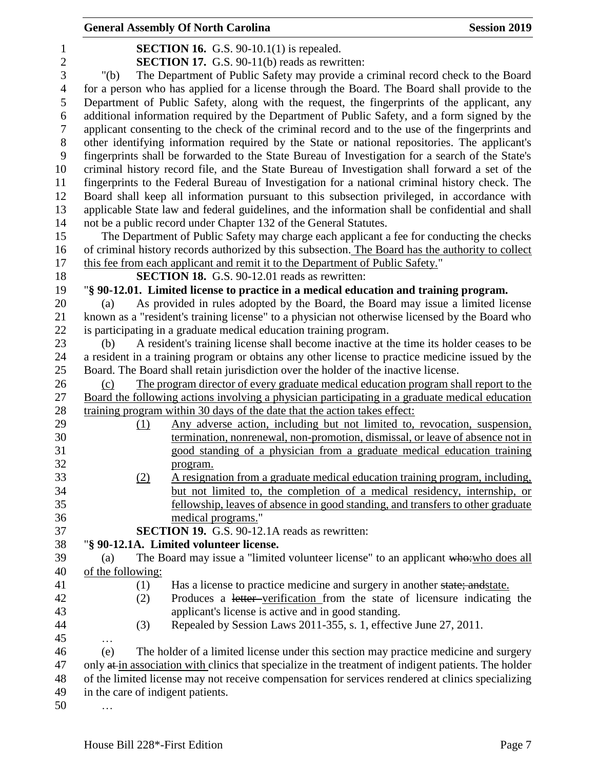**SECTION 16.** G.S. 90-10.1(1) is repealed.

**SECTION 17.** G.S. 90-11(b) reads as rewritten:

"(b) The Department of Public Safety may provide a criminal record check to the Board for a person who has applied for a license through the Board. The Board shall provide to the Department of Public Safety, along with the request, the fingerprints of the applicant, any additional information required by the Department of Public Safety, and a form signed by the applicant consenting to the check of the criminal record and to the use of the fingerprints and other identifying information required by the State or national repositories. The applicant's fingerprints shall be forwarded to the State Bureau of Investigation for a search of the State's criminal history record file, and the State Bureau of Investigation shall forward a set of the fingerprints to the Federal Bureau of Investigation for a national criminal history check. The Board shall keep all information pursuant to this subsection privileged, in accordance with applicable State law and federal guidelines, and the information shall be confidential and shall not be a public record under Chapter 132 of the General Statutes.

The Department of Public Safety may charge each applicant a fee for conducting the checks of criminal history records authorized by this subsection. The Board has the authority to collect this fee from each applicant and remit it to the Department of Public Safety."

**SECTION 18.** G.S. 90-12.01 reads as rewritten:

"**§ 90-12.01. Limited license to practice in a medical education and training program.**

(a) As provided in rules adopted by the Board, the Board may issue a limited license known as a "resident's training license" to a physician not otherwise licensed by the Board who is participating in a graduate medical education training program.

(b) A resident's training license shall become inactive at the time its holder ceases to be a resident in a training program or obtains any other license to practice medicine issued by the Board. The Board shall retain jurisdiction over the holder of the inactive license.

(c) The program director of every graduate medical education program shall report to the Board the following actions involving a physician participating in a graduate medical education training program within 30 days of the date that the action takes effect:

(1) Any adverse action, including but not limited to, revocation, suspension, termination, nonrenewal, non-promotion, dismissal, or leave of absence not in good standing of a physician from a graduate medical education training program.

(2) A resignation from a graduate medical education training program, including, but not limited to, the completion of a medical residency, internship, or fellowship, leaves of absence in good standing, and transfers to other graduate medical programs."

**SECTION 19.** G.S. 90-12.1A reads as rewritten:

"**§ 90-12.1A. Limited volunteer license.**

(a) The Board may issue a "limited volunteer license" to an applicant ~~who:~~who does all of the following:

(1) Has a license to practice medicine and surgery in another ~~state; and~~state.

(2) Produces a ~~letter~~ verification from the state of licensure indicating the applicant's license is active and in good standing.

(3) Repealed by Session Laws 2011-355, s. 1, effective June 27, 2011.

…

(e) The holder of a limited license under this section may practice medicine and surgery only ~~at~~ in association with clinics that specialize in the treatment of indigent patients. The holder of the limited license may not receive compensation for services rendered at clinics specializing in the care of indigent patients.

…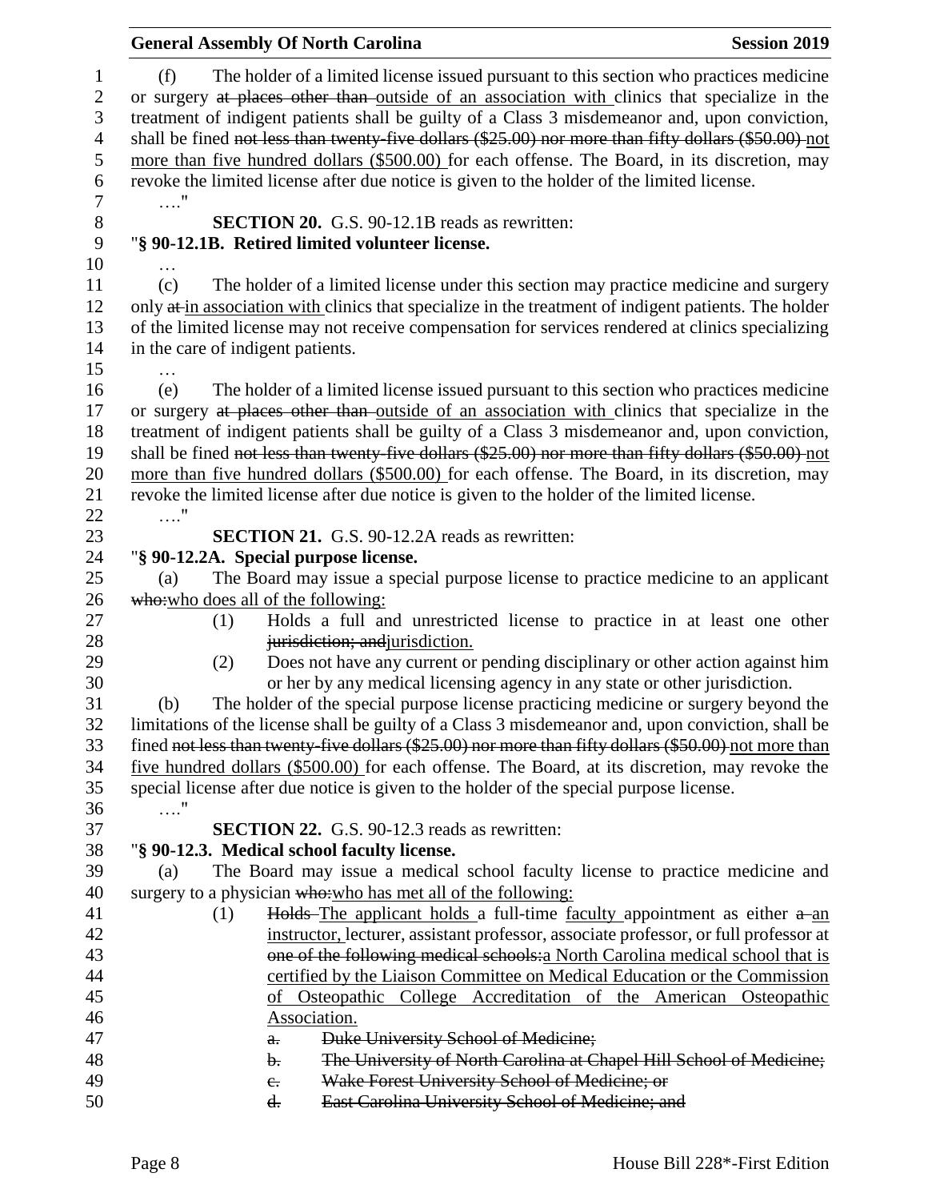(f) The holder of a limited license issued pursuant to this section who practices medicine or surgery ~~at places other than~~ outside of an association with clinics that specialize in the treatment of indigent patients shall be guilty of a Class 3 misdemeanor and, upon conviction, shall be fined ~~not less than twenty-five dollars ($25.00) nor more than fifty dollars ($50.00)~~ not more than five hundred dollars ($500.00) for each offense. The Board, in its discretion, may revoke the limited license after due notice is given to the holder of the limited license.

…."

**SECTION 20.** G.S. 90-12.1B reads as rewritten:

"**§ 90-12.1B. Retired limited volunteer license.**

…

(c) The holder of a limited license under this section may practice medicine and surgery only ~~at~~ in association with clinics that specialize in the treatment of indigent patients. The holder of the limited license may not receive compensation for services rendered at clinics specializing in the care of indigent patients.

…

(e) The holder of a limited license issued pursuant to this section who practices medicine or surgery ~~at places other than~~ outside of an association with clinics that specialize in the treatment of indigent patients shall be guilty of a Class 3 misdemeanor and, upon conviction, shall be fined ~~not less than twenty-five dollars ($25.00) nor more than fifty dollars ($50.00)~~ not more than five hundred dollars ($500.00) for each offense. The Board, in its discretion, may revoke the limited license after due notice is given to the holder of the limited license.

…."

**SECTION 21.** G.S. 90-12.2A reads as rewritten:

"**§ 90-12.2A. Special purpose license.**

(a) The Board may issue a special purpose license to practice medicine to an applicant ~~who:~~who does all of the following:

(1) Holds a full and unrestricted license to practice in at least one other ~~jurisdiction; and~~jurisdiction.

(2) Does not have any current or pending disciplinary or other action against him or her by any medical licensing agency in any state or other jurisdiction.

(b) The holder of the special purpose license practicing medicine or surgery beyond the limitations of the license shall be guilty of a Class 3 misdemeanor and, upon conviction, shall be fined ~~not less than twenty-five dollars ($25.00) nor more than fifty dollars ($50.00)~~ not more than five hundred dollars ($500.00) for each offense. The Board, at its discretion, may revoke the special license after due notice is given to the holder of the special purpose license.

…."

**SECTION 22.** G.S. 90-12.3 reads as rewritten:

"**§ 90-12.3. Medical school faculty license.**

(a) The Board may issue a medical school faculty license to practice medicine and surgery to a physician ~~who:~~who has met all of the following:

(1) ~~Holds~~ The applicant holds a full-time faculty appointment as either ~~a~~ an instructor, lecturer, assistant professor, associate professor, or full professor at ~~one of the following medical schools:~~a North Carolina medical school that is certified by the Liaison Committee on Medical Education or the Commission of Osteopathic College Accreditation of the American Osteopathic Association.

~~a. Duke University School of Medicine;~~

~~b. The University of North Carolina at Chapel Hill School of Medicine;~~

~~c. Wake Forest University School of Medicine; or~~

~~d. East Carolina University School of Medicine; and~~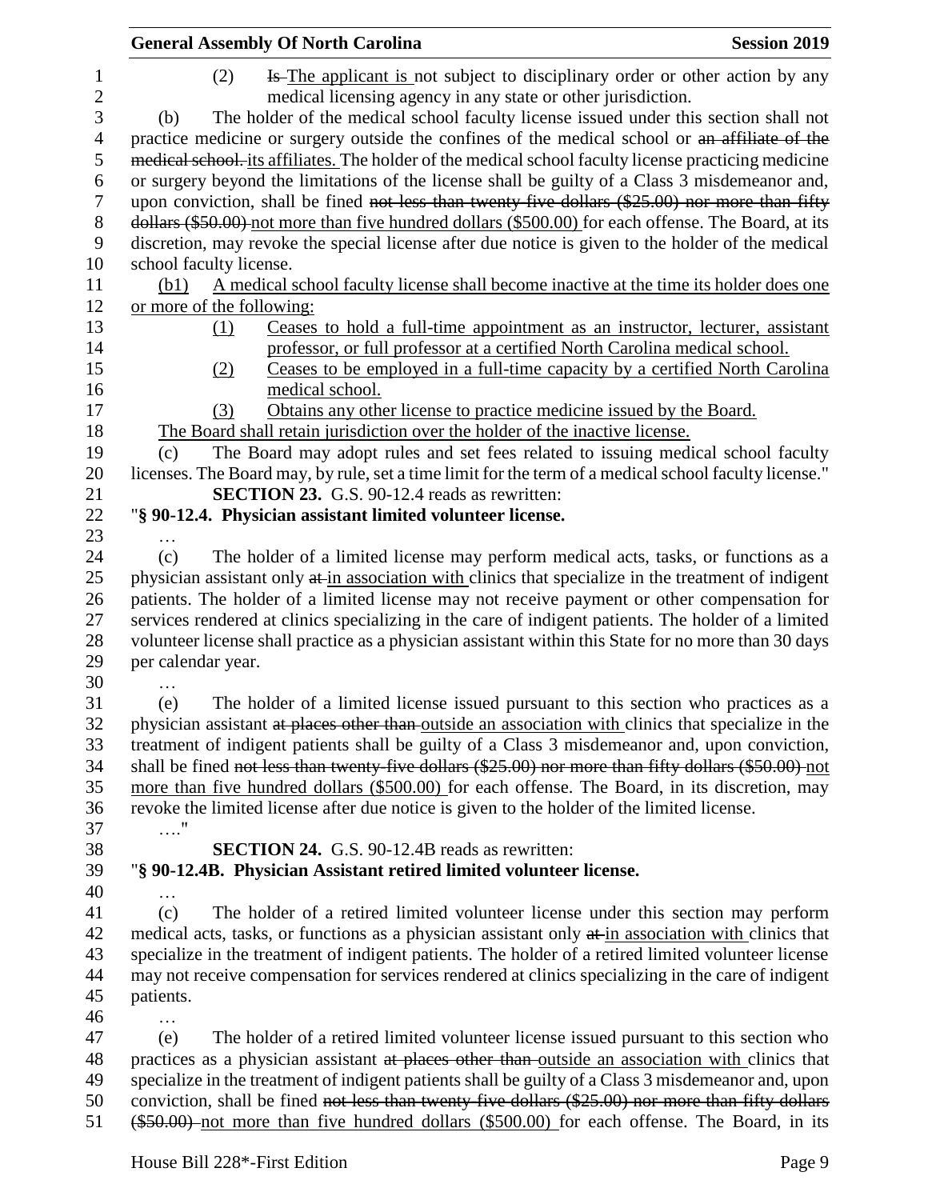(2) ~~Is~~ The applicant is not subject to disciplinary order or other action by any medical licensing agency in any state or other jurisdiction.

(b) The holder of the medical school faculty license issued under this section shall not practice medicine or surgery outside the confines of the medical school or ~~an affiliate of the medical school.~~ its affiliates. The holder of the medical school faculty license practicing medicine or surgery beyond the limitations of the license shall be guilty of a Class 3 misdemeanor and, upon conviction, shall be fined ~~not less than twenty-five dollars ($25.00) nor more than fifty dollars ($50.00)~~ not more than five hundred dollars ($500.00) for each offense. The Board, at its discretion, may revoke the special license after due notice is given to the holder of the medical school faculty license.

(b1) A medical school faculty license shall become inactive at the time its holder does one or more of the following:

(1) Ceases to hold a full-time appointment as an instructor, lecturer, assistant professor, or full professor at a certified North Carolina medical school.

(2) Ceases to be employed in a full-time capacity by a certified North Carolina medical school.

(3) Obtains any other license to practice medicine issued by the Board.

The Board shall retain jurisdiction over the holder of the inactive license.

(c) The Board may adopt rules and set fees related to issuing medical school faculty licenses. The Board may, by rule, set a time limit for the term of a medical school faculty license."

**SECTION 23.** G.S. 90-12.4 reads as rewritten:

"**§ 90-12.4. Physician assistant limited volunteer license.**

…

(c) The holder of a limited license may perform medical acts, tasks, or functions as a physician assistant only ~~at~~ in association with clinics that specialize in the treatment of indigent patients. The holder of a limited license may not receive payment or other compensation for services rendered at clinics specializing in the care of indigent patients. The holder of a limited volunteer license shall practice as a physician assistant within this State for no more than 30 days per calendar year.

…

(e) The holder of a limited license issued pursuant to this section who practices as a physician assistant ~~at places other than~~ outside an association with clinics that specialize in the treatment of indigent patients shall be guilty of a Class 3 misdemeanor and, upon conviction, shall be fined ~~not less than twenty-five dollars ($25.00) nor more than fifty dollars ($50.00)~~ not more than five hundred dollars ($500.00) for each offense. The Board, in its discretion, may revoke the limited license after due notice is given to the holder of the limited license.

…."

**SECTION 24.** G.S. 90-12.4B reads as rewritten:

"**§ 90-12.4B. Physician Assistant retired limited volunteer license.**

…

(c) The holder of a retired limited volunteer license under this section may perform medical acts, tasks, or functions as a physician assistant only ~~at~~ in association with clinics that specialize in the treatment of indigent patients. The holder of a retired limited volunteer license may not receive compensation for services rendered at clinics specializing in the care of indigent patients.

…

(e) The holder of a retired limited volunteer license issued pursuant to this section who practices as a physician assistant ~~at places other than~~ outside an association with clinics that specialize in the treatment of indigent patients shall be guilty of a Class 3 misdemeanor and, upon conviction, shall be fined ~~not less than twenty-five dollars ($25.00) nor more than fifty dollars ($50.00)~~ not more than five hundred dollars ($500.00) for each offense. The Board, in its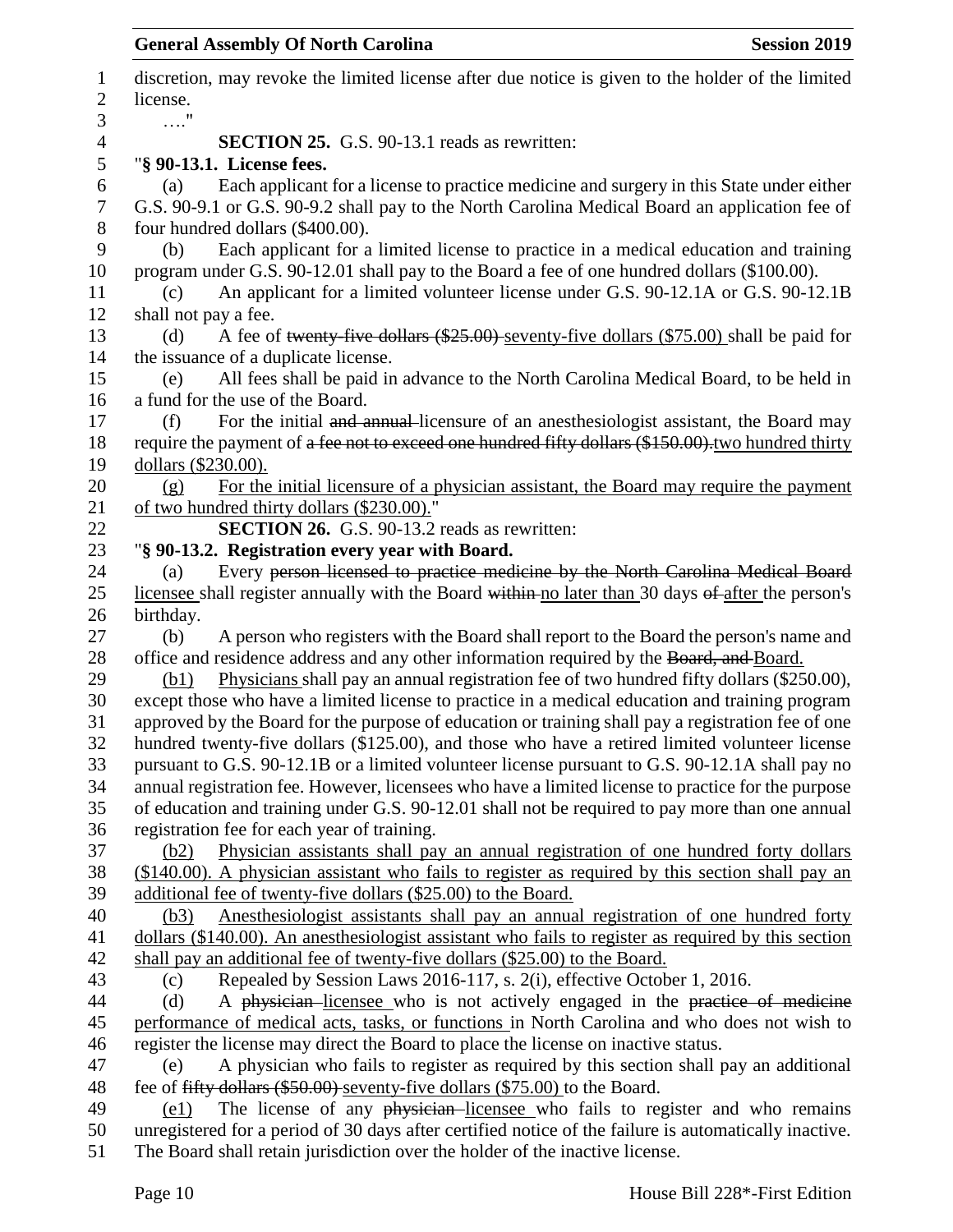discretion, may revoke the limited license after due notice is given to the holder of the limited license.

…."

**SECTION 25.** G.S. 90-13.1 reads as rewritten:

"**§ 90-13.1. License fees.**

(a) Each applicant for a license to practice medicine and surgery in this State under either G.S. 90-9.1 or G.S. 90-9.2 shall pay to the North Carolina Medical Board an application fee of four hundred dollars ($400.00).

(b) Each applicant for a limited license to practice in a medical education and training program under G.S. 90-12.01 shall pay to the Board a fee of one hundred dollars ($100.00).

(c) An applicant for a limited volunteer license under G.S. 90-12.1A or G.S. 90-12.1B shall not pay a fee.

(d) A fee of ~~twenty-five dollars ($25.00)~~ seventy-five dollars ($75.00) shall be paid for the issuance of a duplicate license.

(e) All fees shall be paid in advance to the North Carolina Medical Board, to be held in a fund for the use of the Board.

(f) For the initial ~~and annual~~ licensure of an anesthesiologist assistant, the Board may require the payment of ~~a fee not to exceed one hundred fifty dollars ($150.00).~~two hundred thirty dollars ($230.00).

(g) For the initial licensure of a physician assistant, the Board may require the payment of two hundred thirty dollars ($230.00)."

**SECTION 26.** G.S. 90-13.2 reads as rewritten:

"**§ 90-13.2. Registration every year with Board.**

(a) Every ~~person licensed to practice medicine by the North Carolina Medical Board~~ licensee shall register annually with the Board ~~within~~ no later than 30 days ~~of~~ after the person's birthday.

(b) A person who registers with the Board shall report to the Board the person's name and office and residence address and any other information required by the ~~Board, and~~ Board.

(b1) Physicians shall pay an annual registration fee of two hundred fifty dollars ($250.00), except those who have a limited license to practice in a medical education and training program approved by the Board for the purpose of education or training shall pay a registration fee of one hundred twenty-five dollars ($125.00), and those who have a retired limited volunteer license pursuant to G.S. 90-12.1B or a limited volunteer license pursuant to G.S. 90-12.1A shall pay no annual registration fee. However, licensees who have a limited license to practice for the purpose of education and training under G.S. 90-12.01 shall not be required to pay more than one annual registration fee for each year of training.

(b2) Physician assistants shall pay an annual registration of one hundred forty dollars ($140.00). A physician assistant who fails to register as required by this section shall pay an additional fee of twenty-five dollars ($25.00) to the Board.

(b3) Anesthesiologist assistants shall pay an annual registration of one hundred forty dollars ($140.00). An anesthesiologist assistant who fails to register as required by this section shall pay an additional fee of twenty-five dollars ($25.00) to the Board.

(c) Repealed by Session Laws 2016-117, s. 2(i), effective October 1, 2016.

(d) A ~~physician~~ licensee who is not actively engaged in the ~~practice of medicine~~ performance of medical acts, tasks, or functions in North Carolina and who does not wish to register the license may direct the Board to place the license on inactive status.

(e) A physician who fails to register as required by this section shall pay an additional fee of ~~fifty dollars ($50.00)~~ seventy-five dollars ($75.00) to the Board.

(e1) The license of any ~~physician~~ licensee who fails to register and who remains unregistered for a period of 30 days after certified notice of the failure is automatically inactive. The Board shall retain jurisdiction over the holder of the inactive license.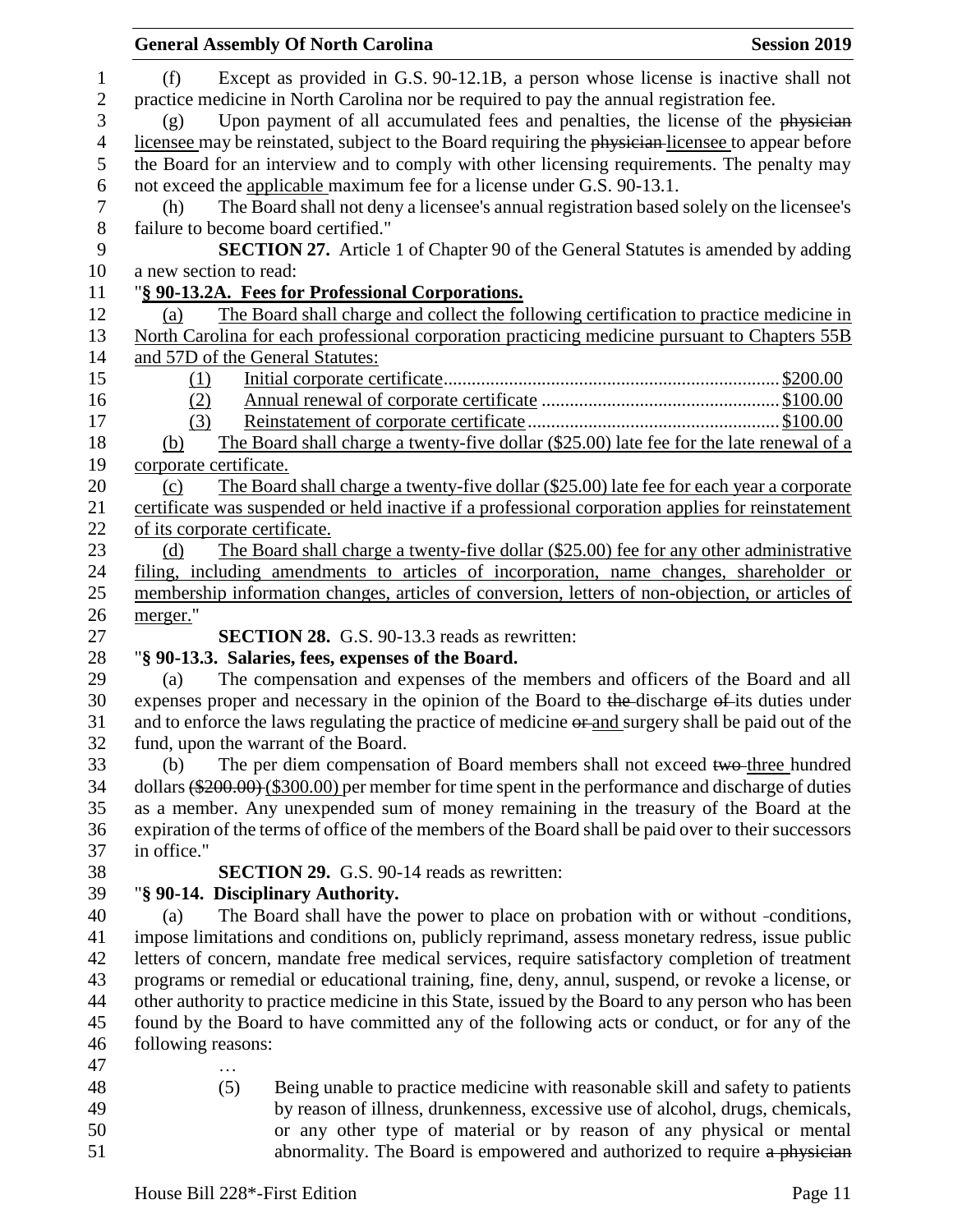(f) Except as provided in G.S. 90-12.1B, a person whose license is inactive shall not practice medicine in North Carolina nor be required to pay the annual registration fee.

(g) Upon payment of all accumulated fees and penalties, the license of the ~~physician~~ licensee may be reinstated, subject to the Board requiring the ~~physician~~ licensee to appear before the Board for an interview and to comply with other licensing requirements. The penalty may not exceed the applicable maximum fee for a license under G.S. 90-13.1.

(h) The Board shall not deny a licensee's annual registration based solely on the licensee's failure to become board certified."

**SECTION 27.** Article 1 of Chapter 90 of the General Statutes is amended by adding a new section to read:

"**§ 90-13.2A. Fees for Professional Corporations.**

(a) The Board shall charge and collect the following certification to practice medicine in North Carolina for each professional corporation practicing medicine pursuant to Chapters 55B and 57D of the General Statutes:

(1) Initial corporate certificate.......................................................................\$200.00
(2) Annual renewal of corporate certificate ..................................................\$100.00
(3) Reinstatement of corporate certificate......................................................\$100.00

(b) The Board shall charge a twenty-five dollar (\$25.00) late fee for the late renewal of a corporate certificate.

(c) The Board shall charge a twenty-five dollar (\$25.00) late fee for each year a corporate certificate was suspended or held inactive if a professional corporation applies for reinstatement of its corporate certificate.

(d) The Board shall charge a twenty-five dollar (\$25.00) fee for any other administrative filing, including amendments to articles of incorporation, name changes, shareholder or membership information changes, articles of conversion, letters of non-objection, or articles of merger."

**SECTION 28.** G.S. 90-13.3 reads as rewritten:

"**§ 90-13.3. Salaries, fees, expenses of the Board.**

(a) The compensation and expenses of the members and officers of the Board and all expenses proper and necessary in the opinion of the Board to ~~the~~ discharge ~~of~~ its duties under and to enforce the laws regulating the practice of medicine ~~or~~ and surgery shall be paid out of the fund, upon the warrant of the Board.

(b) The per diem compensation of Board members shall not exceed ~~two~~ three hundred dollars ~~(\$200.00)~~ (\$300.00) per member for time spent in the performance and discharge of duties as a member. Any unexpended sum of money remaining in the treasury of the Board at the expiration of the terms of office of the members of the Board shall be paid over to their successors in office."

**SECTION 29.** G.S. 90-14 reads as rewritten:

"**§ 90-14. Disciplinary Authority.**

(a) The Board shall have the power to place on probation with or without conditions, impose limitations and conditions on, publicly reprimand, assess monetary redress, issue public letters of concern, mandate free medical services, require satisfactory completion of treatment programs or remedial or educational training, fine, deny, annul, suspend, or revoke a license, or other authority to practice medicine in this State, issued by the Board to any person who has been found by the Board to have committed any of the following acts or conduct, or for any of the following reasons:

…

(5) Being unable to practice medicine with reasonable skill and safety to patients by reason of illness, drunkenness, excessive use of alcohol, drugs, chemicals, or any other type of material or by reason of any physical or mental abnormality. The Board is empowered and authorized to require ~~a physician~~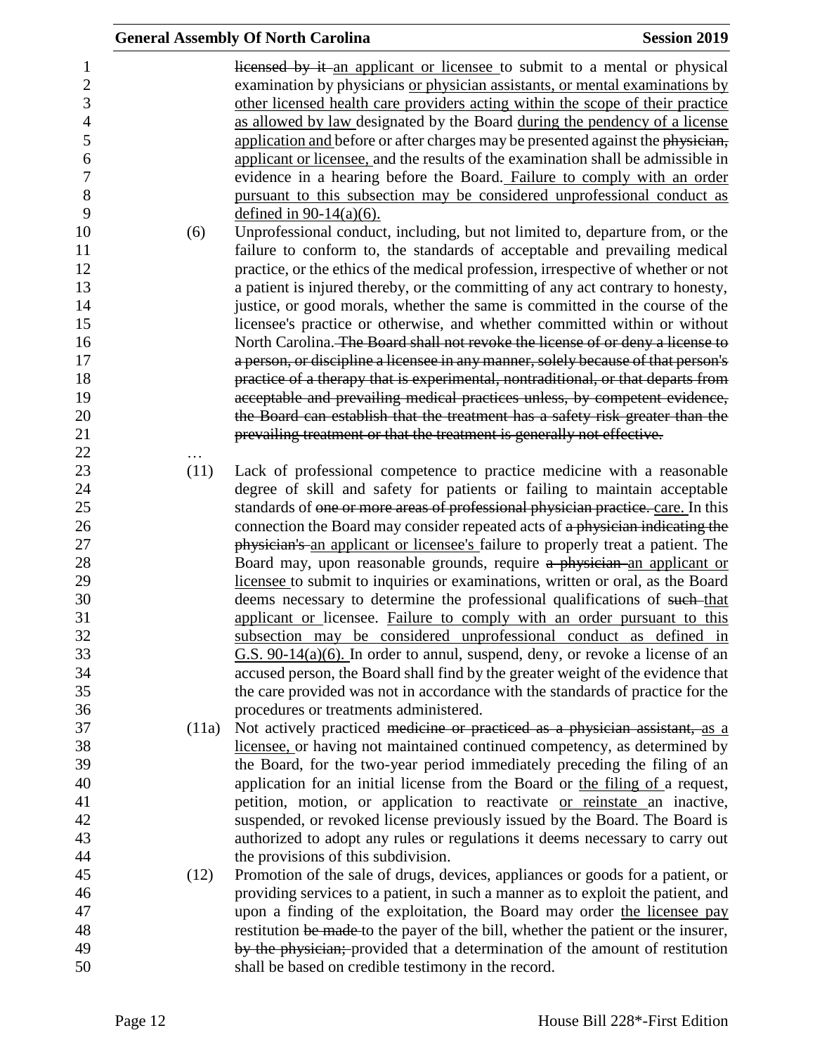~~licensed by it~~ an applicant or licensee to submit to a mental or physical examination by physicians or physician assistants, or mental examinations by other licensed health care providers acting within the scope of their practice as allowed by law designated by the Board during the pendency of a license application and before or after charges may be presented against the ~~physician,~~ applicant or licensee, and the results of the examination shall be admissible in evidence in a hearing before the Board. Failure to comply with an order pursuant to this subsection may be considered unprofessional conduct as defined in 90-14(a)(6).

(6) Unprofessional conduct, including, but not limited to, departure from, or the failure to conform to, the standards of acceptable and prevailing medical practice, or the ethics of the medical profession, irrespective of whether or not a patient is injured thereby, or the committing of any act contrary to honesty, justice, or good morals, whether the same is committed in the course of the licensee's practice or otherwise, and whether committed within or without North Carolina. ~~The Board shall not revoke the license of or deny a license to a person, or discipline a licensee in any manner, solely because of that person's practice of a therapy that is experimental, nontraditional, or that departs from acceptable and prevailing medical practices unless, by competent evidence, the Board can establish that the treatment has a safety risk greater than the prevailing treatment or that the treatment is generally not effective.~~

…

(11) Lack of professional competence to practice medicine with a reasonable degree of skill and safety for patients or failing to maintain acceptable standards of ~~one or more areas of professional physician practice.~~ care. In this connection the Board may consider repeated acts of ~~a physician indicating the physician's~~ an applicant or licensee's failure to properly treat a patient. The Board may, upon reasonable grounds, require ~~a physician~~ an applicant or licensee to submit to inquiries or examinations, written or oral, as the Board deems necessary to determine the professional qualifications of ~~such~~ that applicant or licensee. Failure to comply with an order pursuant to this subsection may be considered unprofessional conduct as defined in G.S. 90-14(a)(6). In order to annul, suspend, deny, or revoke a license of an accused person, the Board shall find by the greater weight of the evidence that the care provided was not in accordance with the standards of practice for the procedures or treatments administered.

(11a) Not actively practiced ~~medicine or practiced as a physician assistant,~~ as a licensee, or having not maintained continued competency, as determined by the Board, for the two-year period immediately preceding the filing of an application for an initial license from the Board or the filing of a request, petition, motion, or application to reactivate or reinstate an inactive, suspended, or revoked license previously issued by the Board. The Board is authorized to adopt any rules or regulations it deems necessary to carry out the provisions of this subdivision.

(12) Promotion of the sale of drugs, devices, appliances or goods for a patient, or providing services to a patient, in such a manner as to exploit the patient, and upon a finding of the exploitation, the Board may order the licensee pay restitution ~~be made~~ to the payer of the bill, whether the patient or the insurer, ~~by the physician;~~ provided that a determination of the amount of restitution shall be based on credible testimony in the record.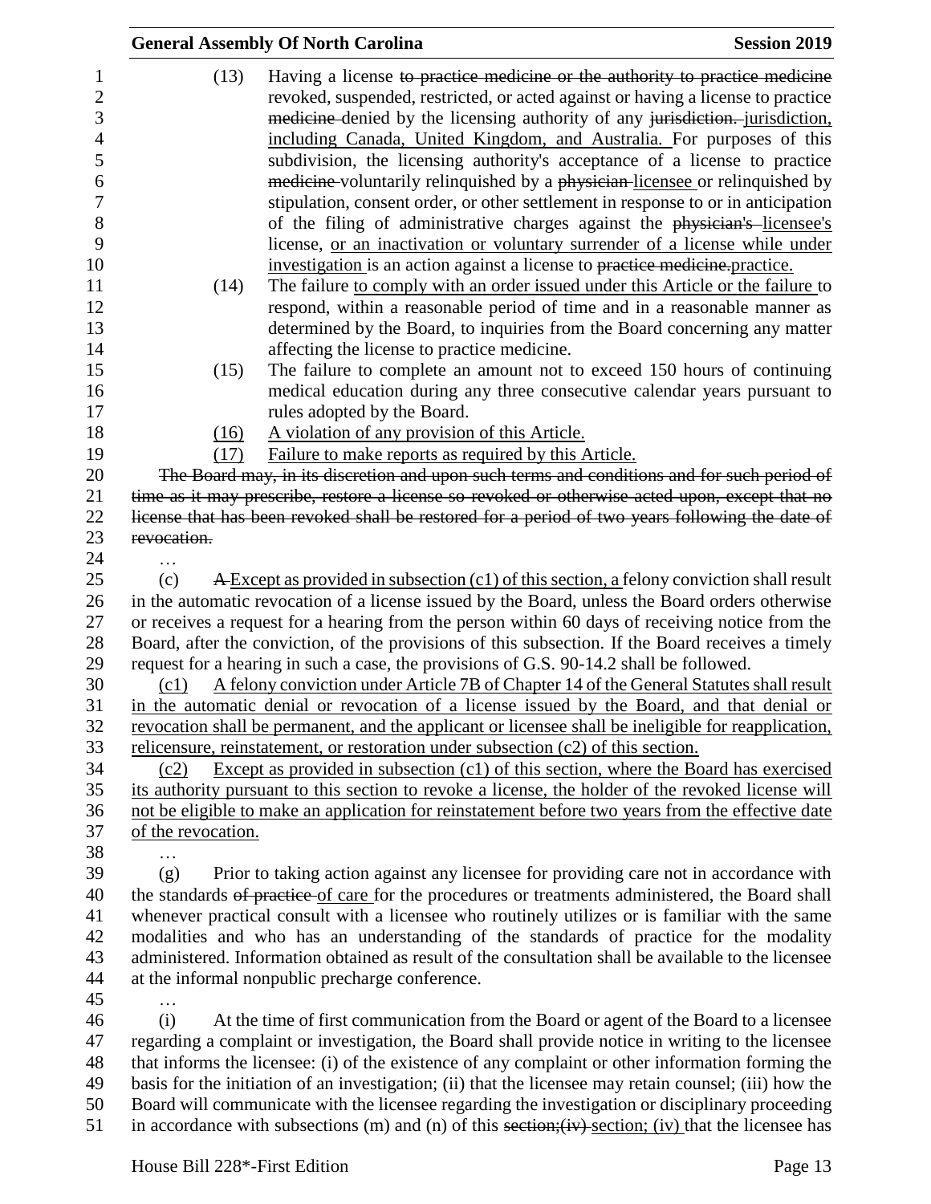(13) Having a license ~~to practice medicine or the authority to practice medicine~~ revoked, suspended, restricted, or acted against or having a license to practice ~~medicine~~ denied by the licensing authority of any ~~jurisdiction.~~ jurisdiction, including Canada, United Kingdom, and Australia. For purposes of this subdivision, the licensing authority's acceptance of a license to practice ~~medicine~~ voluntarily relinquished by a ~~physician~~ licensee or relinquished by stipulation, consent order, or other settlement in response to or in anticipation of the filing of administrative charges against the ~~physician's~~ licensee's license, or an inactivation or voluntary surrender of a license while under investigation is an action against a license to ~~practice medicine.~~practice.

(14) The failure to comply with an order issued under this Article or the failure to respond, within a reasonable period of time and in a reasonable manner as determined by the Board, to inquiries from the Board concerning any matter affecting the license to practice medicine.

(15) The failure to complete an amount not to exceed 150 hours of continuing medical education during any three consecutive calendar years pursuant to rules adopted by the Board.

(16) A violation of any provision of this Article.

(17) Failure to make reports as required by this Article.

~~The Board may, in its discretion and upon such terms and conditions and for such period of time as it may prescribe, restore a license so revoked or otherwise acted upon, except that no license that has been revoked shall be restored for a period of two years following the date of revocation.~~

…

(c) ~~A~~ Except as provided in subsection (c1) of this section, a felony conviction shall result in the automatic revocation of a license issued by the Board, unless the Board orders otherwise or receives a request for a hearing from the person within 60 days of receiving notice from the Board, after the conviction, of the provisions of this subsection. If the Board receives a timely request for a hearing in such a case, the provisions of G.S. 90-14.2 shall be followed.

(c1) A felony conviction under Article 7B of Chapter 14 of the General Statutes shall result in the automatic denial or revocation of a license issued by the Board, and that denial or revocation shall be permanent, and the applicant or licensee shall be ineligible for reapplication, relicensure, reinstatement, or restoration under subsection (c2) of this section.

(c2) Except as provided in subsection (c1) of this section, where the Board has exercised its authority pursuant to this section to revoke a license, the holder of the revoked license will not be eligible to make an application for reinstatement before two years from the effective date of the revocation.

…

(g) Prior to taking action against any licensee for providing care not in accordance with the standards ~~of practice~~ of care for the procedures or treatments administered, the Board shall whenever practical consult with a licensee who routinely utilizes or is familiar with the same modalities and who has an understanding of the standards of practice for the modality administered. Information obtained as result of the consultation shall be available to the licensee at the informal nonpublic precharge conference.

…

(i) At the time of first communication from the Board or agent of the Board to a licensee regarding a complaint or investigation, the Board shall provide notice in writing to the licensee that informs the licensee: (i) of the existence of any complaint or other information forming the basis for the initiation of an investigation; (ii) that the licensee may retain counsel; (iii) how the Board will communicate with the licensee regarding the investigation or disciplinary proceeding in accordance with subsections (m) and (n) of this ~~section;(iv)~~ section; (iv) that the licensee has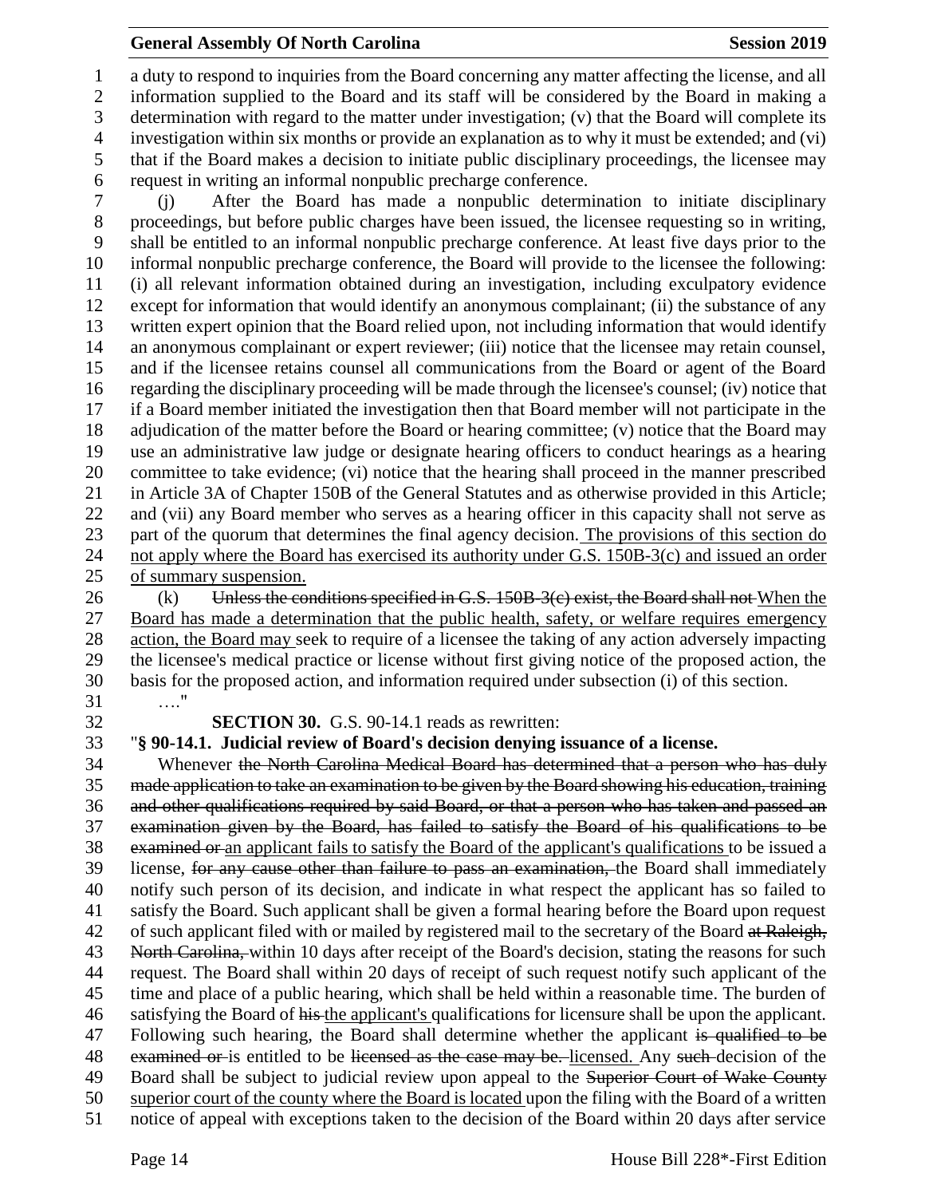a duty to respond to inquiries from the Board concerning any matter affecting the license, and all information supplied to the Board and its staff will be considered by the Board in making a determination with regard to the matter under investigation; (v) that the Board will complete its investigation within six months or provide an explanation as to why it must be extended; and (vi) that if the Board makes a decision to initiate public disciplinary proceedings, the licensee may request in writing an informal nonpublic precharge conference.

(j) After the Board has made a nonpublic determination to initiate disciplinary proceedings, but before public charges have been issued, the licensee requesting so in writing, shall be entitled to an informal nonpublic precharge conference. At least five days prior to the informal nonpublic precharge conference, the Board will provide to the licensee the following: (i) all relevant information obtained during an investigation, including exculpatory evidence except for information that would identify an anonymous complainant; (ii) the substance of any written expert opinion that the Board relied upon, not including information that would identify an anonymous complainant or expert reviewer; (iii) notice that the licensee may retain counsel, and if the licensee retains counsel all communications from the Board or agent of the Board regarding the disciplinary proceeding will be made through the licensee's counsel; (iv) notice that if a Board member initiated the investigation then that Board member will not participate in the adjudication of the matter before the Board or hearing committee; (v) notice that the Board may use an administrative law judge or designate hearing officers to conduct hearings as a hearing committee to take evidence; (vi) notice that the hearing shall proceed in the manner prescribed in Article 3A of Chapter 150B of the General Statutes and as otherwise provided in this Article; and (vii) any Board member who serves as a hearing officer in this capacity shall not serve as part of the quorum that determines the final agency decision. The provisions of this section do not apply where the Board has exercised its authority under G.S. 150B-3(c) and issued an order of summary suspension.

(k) ~~Unless the conditions specified in G.S. 150B-3(c) exist, the Board shall not~~ When the Board has made a determination that the public health, safety, or welfare requires emergency action, the Board may seek to require of a licensee the taking of any action adversely impacting the licensee's medical practice or license without first giving notice of the proposed action, the basis for the proposed action, and information required under subsection (i) of this section.

…."

**SECTION 30.** G.S. 90-14.1 reads as rewritten:

"**§ 90-14.1. Judicial review of Board's decision denying issuance of a license.**

Whenever ~~the North Carolina Medical Board has determined that a person who has duly made application to take an examination to be given by the Board showing his education, training and other qualifications required by said Board, or that a person who has taken and passed an examination given by the Board, has failed to satisfy the Board of his qualifications to be examined or~~ an applicant fails to satisfy the Board of the applicant's qualifications to be issued a license, ~~for any cause other than failure to pass an examination,~~ the Board shall immediately notify such person of its decision, and indicate in what respect the applicant has so failed to satisfy the Board. Such applicant shall be given a formal hearing before the Board upon request of such applicant filed with or mailed by registered mail to the secretary of the Board ~~at Raleigh, North Carolina,~~ within 10 days after receipt of the Board's decision, stating the reasons for such request. The Board shall within 20 days of receipt of such request notify such applicant of the time and place of a public hearing, which shall be held within a reasonable time. The burden of satisfying the Board of ~~his~~ the applicant's qualifications for licensure shall be upon the applicant. Following such hearing, the Board shall determine whether the applicant ~~is qualified to be examined or~~ is entitled to be ~~licensed as the case may be.~~ licensed. Any ~~such~~ decision of the Board shall be subject to judicial review upon appeal to the ~~Superior Court of Wake County~~ superior court of the county where the Board is located upon the filing with the Board of a written notice of appeal with exceptions taken to the decision of the Board within 20 days after service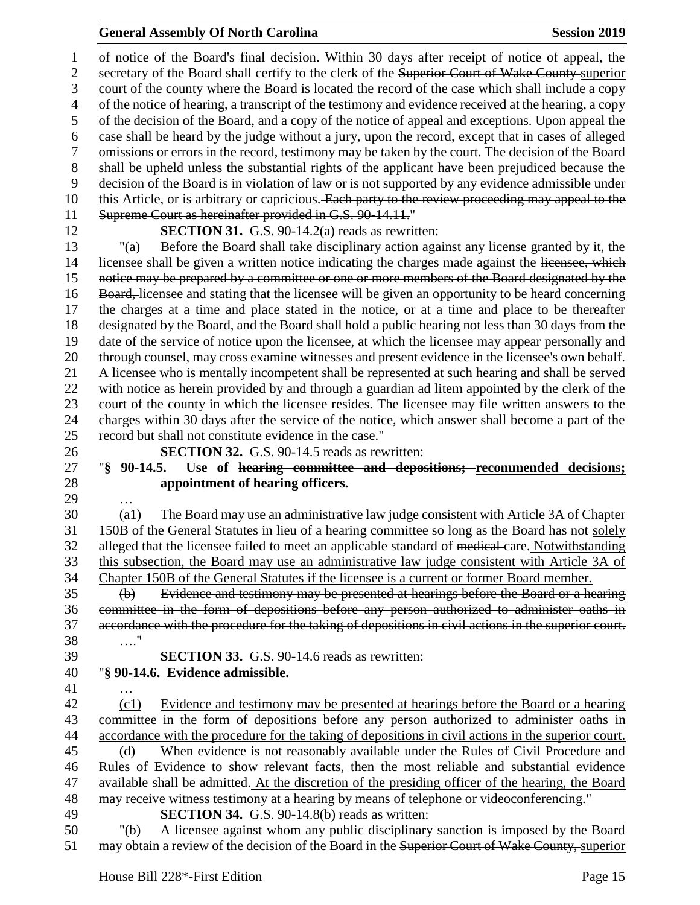of notice of the Board's final decision. Within 30 days after receipt of notice of appeal, the secretary of the Board shall certify to the clerk of the ~~Superior Court of Wake County~~ superior court of the county where the Board is located the record of the case which shall include a copy of the notice of hearing, a transcript of the testimony and evidence received at the hearing, a copy of the decision of the Board, and a copy of the notice of appeal and exceptions. Upon appeal the case shall be heard by the judge without a jury, upon the record, except that in cases of alleged omissions or errors in the record, testimony may be taken by the court. The decision of the Board shall be upheld unless the substantial rights of the applicant have been prejudiced because the decision of the Board is in violation of law or is not supported by any evidence admissible under this Article, or is arbitrary or capricious. ~~Each party to the review proceeding may appeal to the Supreme Court as hereinafter provided in G.S. 90-14.11.~~"

**SECTION 31.** G.S. 90-14.2(a) reads as rewritten:

"(a) Before the Board shall take disciplinary action against any license granted by it, the licensee shall be given a written notice indicating the charges made against the ~~licensee, which notice may be prepared by a committee or one or more members of the Board designated by the Board,~~ licensee and stating that the licensee will be given an opportunity to be heard concerning the charges at a time and place stated in the notice, or at a time and place to be thereafter designated by the Board, and the Board shall hold a public hearing not less than 30 days from the date of the service of notice upon the licensee, at which the licensee may appear personally and through counsel, may cross examine witnesses and present evidence in the licensee's own behalf. A licensee who is mentally incompetent shall be represented at such hearing and shall be served with notice as herein provided by and through a guardian ad litem appointed by the clerk of the court of the county in which the licensee resides. The licensee may file written answers to the charges within 30 days after the service of the notice, which answer shall become a part of the record but shall not constitute evidence in the case."

**SECTION 32.** G.S. 90-14.5 reads as rewritten:

"**§ 90-14.5. Use of ~~hearing committee and depositions;~~ recommended decisions; appointment of hearing officers.**

…

(a1) The Board may use an administrative law judge consistent with Article 3A of Chapter 150B of the General Statutes in lieu of a hearing committee so long as the Board has not solely alleged that the licensee failed to meet an applicable standard of ~~medical~~ care. Notwithstanding this subsection, the Board may use an administrative law judge consistent with Article 3A of Chapter 150B of the General Statutes if the licensee is a current or former Board member.

~~(b) Evidence and testimony may be presented at hearings before the Board or a hearing committee in the form of depositions before any person authorized to administer oaths in accordance with the procedure for the taking of depositions in civil actions in the superior court.~~

…."

**SECTION 33.** G.S. 90-14.6 reads as rewritten:

"**§ 90-14.6. Evidence admissible.**

…

(c1) Evidence and testimony may be presented at hearings before the Board or a hearing committee in the form of depositions before any person authorized to administer oaths in accordance with the procedure for the taking of depositions in civil actions in the superior court.

(d) When evidence is not reasonably available under the Rules of Civil Procedure and Rules of Evidence to show relevant facts, then the most reliable and substantial evidence available shall be admitted. At the discretion of the presiding officer of the hearing, the Board may receive witness testimony at a hearing by means of telephone or videoconferencing."

**SECTION 34.** G.S. 90-14.8(b) reads as written:

"(b) A licensee against whom any public disciplinary sanction is imposed by the Board may obtain a review of the decision of the Board in the ~~Superior Court of Wake County,~~ superior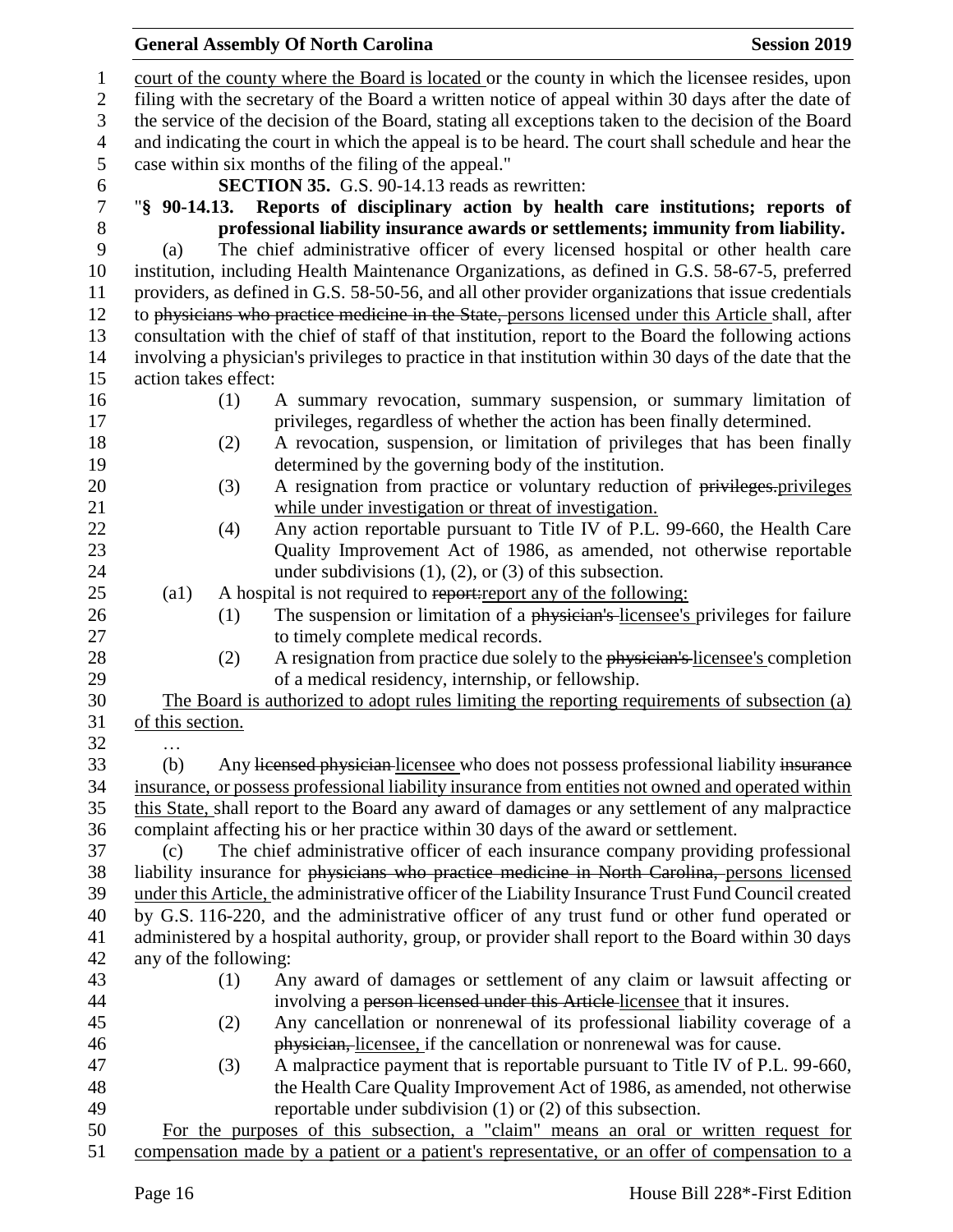court of the county where the Board is located or the county in which the licensee resides, upon filing with the secretary of the Board a written notice of appeal within 30 days after the date of the service of the decision of the Board, stating all exceptions taken to the decision of the Board and indicating the court in which the appeal is to be heard. The court shall schedule and hear the case within six months of the filing of the appeal."

**SECTION 35.** G.S. 90-14.13 reads as rewritten:

"**§ 90-14.13. Reports of disciplinary action by health care institutions; reports of professional liability insurance awards or settlements; immunity from liability.**

(a) The chief administrative officer of every licensed hospital or other health care institution, including Health Maintenance Organizations, as defined in G.S. 58-67-5, preferred providers, as defined in G.S. 58-50-56, and all other provider organizations that issue credentials to ~~physicians who practice medicine in the State,~~ persons licensed under this Article shall, after consultation with the chief of staff of that institution, report to the Board the following actions involving a physician's privileges to practice in that institution within 30 days of the date that the action takes effect:

(1) A summary revocation, summary suspension, or summary limitation of privileges, regardless of whether the action has been finally determined.

(2) A revocation, suspension, or limitation of privileges that has been finally determined by the governing body of the institution.

(3) A resignation from practice or voluntary reduction of ~~privileges.~~privileges while under investigation or threat of investigation.

(4) Any action reportable pursuant to Title IV of P.L. 99-660, the Health Care Quality Improvement Act of 1986, as amended, not otherwise reportable under subdivisions (1), (2), or (3) of this subsection.

(a1) A hospital is not required to ~~report:~~report any of the following:

(1) The suspension or limitation of a ~~physician's~~ licensee's privileges for failure to timely complete medical records.

(2) A resignation from practice due solely to the ~~physician's~~ licensee's completion of a medical residency, internship, or fellowship.

The Board is authorized to adopt rules limiting the reporting requirements of subsection (a) of this section.

…

(b) Any ~~licensed physician~~ licensee who does not possess professional liability ~~insurance~~ insurance, or possess professional liability insurance from entities not owned and operated within this State, shall report to the Board any award of damages or any settlement of any malpractice complaint affecting his or her practice within 30 days of the award or settlement.

(c) The chief administrative officer of each insurance company providing professional liability insurance for ~~physicians who practice medicine in North Carolina,~~ persons licensed under this Article, the administrative officer of the Liability Insurance Trust Fund Council created by G.S. 116-220, and the administrative officer of any trust fund or other fund operated or administered by a hospital authority, group, or provider shall report to the Board within 30 days any of the following:

(1) Any award of damages or settlement of any claim or lawsuit affecting or involving a ~~person licensed under this Article~~ licensee that it insures.

(2) Any cancellation or nonrenewal of its professional liability coverage of a ~~physician,~~ licensee, if the cancellation or nonrenewal was for cause.

(3) A malpractice payment that is reportable pursuant to Title IV of P.L. 99-660, the Health Care Quality Improvement Act of 1986, as amended, not otherwise reportable under subdivision (1) or (2) of this subsection.

For the purposes of this subsection, a "claim" means an oral or written request for compensation made by a patient or a patient's representative, or an offer of compensation to a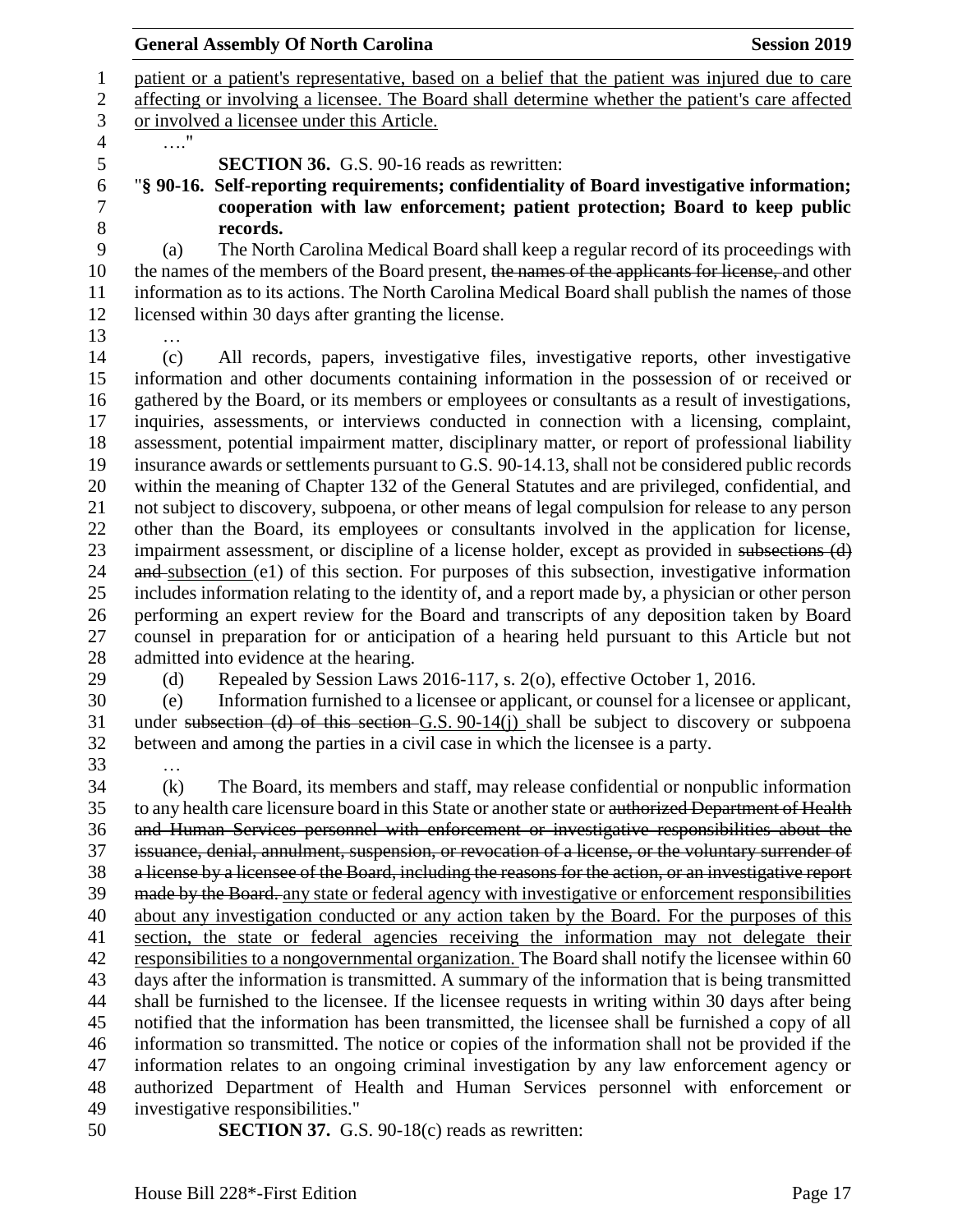patient or a patient's representative, based on a belief that the patient was injured due to care affecting or involving a licensee. The Board shall determine whether the patient's care affected or involved a licensee under this Article.

…."

**SECTION 36.** G.S. 90-16 reads as rewritten:

"**§ 90-16. Self-reporting requirements; confidentiality of Board investigative information; cooperation with law enforcement; patient protection; Board to keep public records.**

(a) The North Carolina Medical Board shall keep a regular record of its proceedings with the names of the members of the Board present, ~~the names of the applicants for license,~~ and other information as to its actions. The North Carolina Medical Board shall publish the names of those licensed within 30 days after granting the license.

…

(c) All records, papers, investigative files, investigative reports, other investigative information and other documents containing information in the possession of or received or gathered by the Board, or its members or employees or consultants as a result of investigations, inquiries, assessments, or interviews conducted in connection with a licensing, complaint, assessment, potential impairment matter, disciplinary matter, or report of professional liability insurance awards or settlements pursuant to G.S. 90-14.13, shall not be considered public records within the meaning of Chapter 132 of the General Statutes and are privileged, confidential, and not subject to discovery, subpoena, or other means of legal compulsion for release to any person other than the Board, its employees or consultants involved in the application for license, impairment assessment, or discipline of a license holder, except as provided in ~~subsections (d) and~~ subsection (e1) of this section. For purposes of this subsection, investigative information includes information relating to the identity of, and a report made by, a physician or other person performing an expert review for the Board and transcripts of any deposition taken by Board counsel in preparation for or anticipation of a hearing held pursuant to this Article but not admitted into evidence at the hearing.

(d) Repealed by Session Laws 2016-117, s. 2(o), effective October 1, 2016.

(e) Information furnished to a licensee or applicant, or counsel for a licensee or applicant, under ~~subsection (d) of this section~~ G.S. 90-14(j) shall be subject to discovery or subpoena between and among the parties in a civil case in which the licensee is a party.

…

(k) The Board, its members and staff, may release confidential or nonpublic information to any health care licensure board in this State or another state or ~~authorized Department of Health and Human Services personnel with enforcement or investigative responsibilities about the issuance, denial, annulment, suspension, or revocation of a license, or the voluntary surrender of a license by a licensee of the Board, including the reasons for the action, or an investigative report made by the Board.~~ any state or federal agency with investigative or enforcement responsibilities about any investigation conducted or any action taken by the Board. For the purposes of this section, the state or federal agencies receiving the information may not delegate their responsibilities to a nongovernmental organization. The Board shall notify the licensee within 60 days after the information is transmitted. A summary of the information that is being transmitted shall be furnished to the licensee. If the licensee requests in writing within 30 days after being notified that the information has been transmitted, the licensee shall be furnished a copy of all information so transmitted. The notice or copies of the information shall not be provided if the information relates to an ongoing criminal investigation by any law enforcement agency or authorized Department of Health and Human Services personnel with enforcement or investigative responsibilities."

**SECTION 37.** G.S. 90-18(c) reads as rewritten: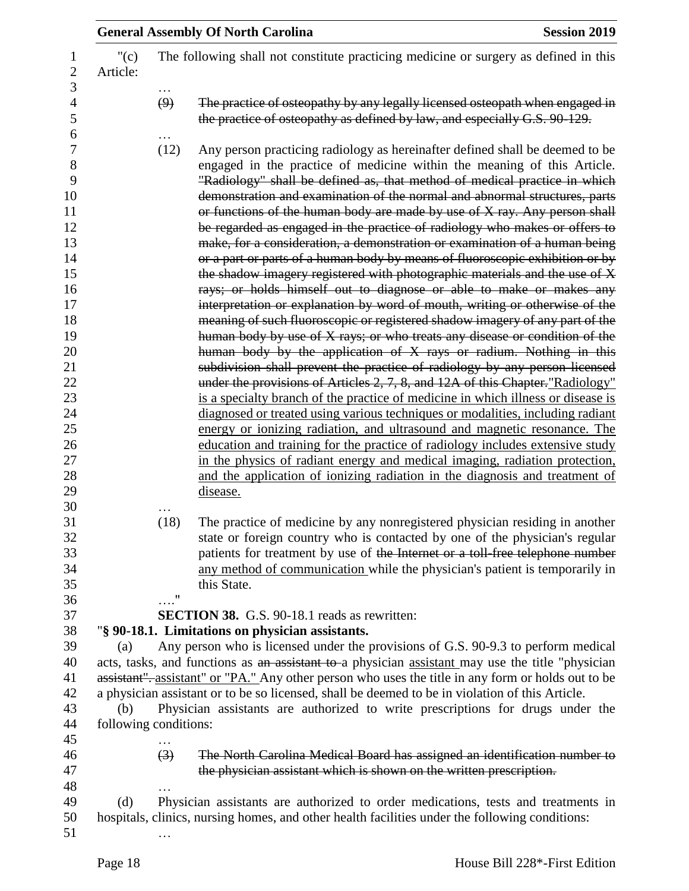"(c) The following shall not constitute practicing medicine or surgery as defined in this Article:

…

~~(9) The practice of osteopathy by any legally licensed osteopath when engaged in the practice of osteopathy as defined by law, and especially G.S. 90-129.~~

…

(12) Any person practicing radiology as hereinafter defined shall be deemed to be engaged in the practice of medicine within the meaning of this Article. ~~"Radiology" shall be defined as, that method of medical practice in which demonstration and examination of the normal and abnormal structures, parts or functions of the human body are made by use of X ray. Any person shall be regarded as engaged in the practice of radiology who makes or offers to make, for a consideration, a demonstration or examination of a human being or a part or parts of a human body by means of fluoroscopic exhibition or by the shadow imagery registered with photographic materials and the use of X rays; or holds himself out to diagnose or able to make or makes any interpretation or explanation by word of mouth, writing or otherwise of the meaning of such fluoroscopic or registered shadow imagery of any part of the human body by use of X rays; or who treats any disease or condition of the human body by the application of X rays or radium. Nothing in this subdivision shall prevent the practice of radiology by any person licensed under the provisions of Articles 2, 7, 8, and 12A of this Chapter.~~<u>"Radiology" is a specialty branch of the practice of medicine in which illness or disease is diagnosed or treated using various techniques or modalities, including radiant energy or ionizing radiation, and ultrasound and magnetic resonance. The education and training for the practice of radiology includes extensive study in the physics of radiant energy and medical imaging, radiation protection, and the application of ionizing radiation in the diagnosis and treatment of disease.</u>

…

(18) The practice of medicine by any nonregistered physician residing in another state or foreign country who is contacted by one of the physician's regular patients for treatment by use of ~~the Internet or a toll-free telephone number~~ <u>any method of communication</u> while the physician's patient is temporarily in this State.

…."

**SECTION 38.** G.S. 90-18.1 reads as rewritten:

"**§ 90-18.1. Limitations on physician assistants.**

(a) Any person who is licensed under the provisions of G.S. 90-9.3 to perform medical acts, tasks, and functions as ~~an assistant to~~ a physician <u>assistant</u> may use the title "physician ~~assistant".~~ <u>assistant" or "PA."</u> Any other person who uses the title in any form or holds out to be a physician assistant or to be so licensed, shall be deemed to be in violation of this Article.

(b) Physician assistants are authorized to write prescriptions for drugs under the following conditions:

…

~~(3) The North Carolina Medical Board has assigned an identification number to the physician assistant which is shown on the written prescription.~~

…

(d) Physician assistants are authorized to order medications, tests and treatments in hospitals, clinics, nursing homes, and other health facilities under the following conditions:

…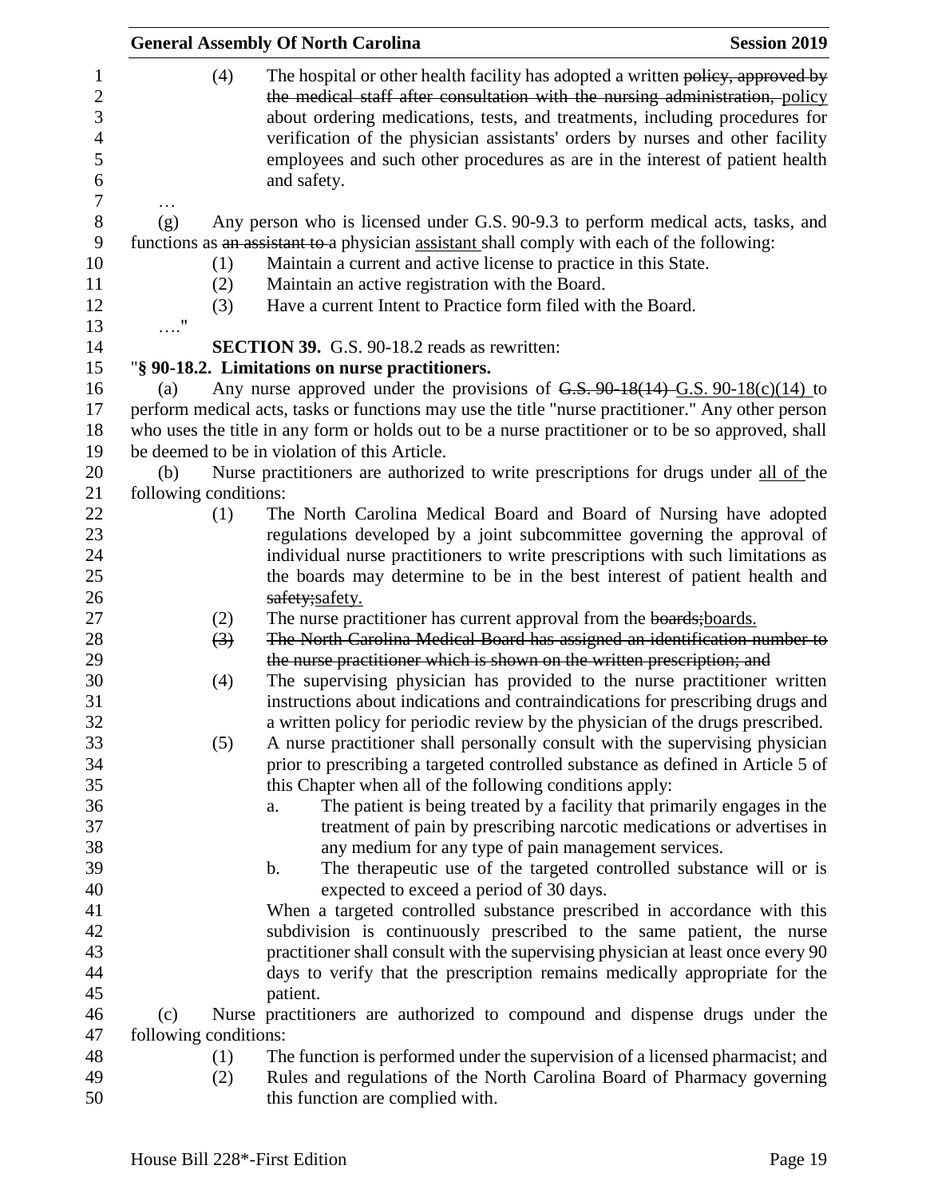(4) The hospital or other health facility has adopted a written ~~policy, approved by the medical staff after consultation with the nursing administration,~~ policy about ordering medications, tests, and treatments, including procedures for verification of the physician assistants' orders by nurses and other facility employees and such other procedures as are in the interest of patient health and safety.

…

(g) Any person who is licensed under G.S. 90-9.3 to perform medical acts, tasks, and functions as ~~an assistant to~~ a physician assistant shall comply with each of the following:

(1) Maintain a current and active license to practice in this State.

(2) Maintain an active registration with the Board.

(3) Have a current Intent to Practice form filed with the Board.

…."

**SECTION 39.** G.S. 90-18.2 reads as rewritten:

"**§ 90-18.2. Limitations on nurse practitioners.**

(a) Any nurse approved under the provisions of ~~G.S. 90-18(14)~~ G.S. 90-18(c)(14) to perform medical acts, tasks or functions may use the title "nurse practitioner." Any other person who uses the title in any form or holds out to be a nurse practitioner or to be so approved, shall be deemed to be in violation of this Article.

(b) Nurse practitioners are authorized to write prescriptions for drugs under all of the following conditions:

(1) The North Carolina Medical Board and Board of Nursing have adopted regulations developed by a joint subcommittee governing the approval of individual nurse practitioners to write prescriptions with such limitations as the boards may determine to be in the best interest of patient health and ~~safety;~~safety.

(2) The nurse practitioner has current approval from the ~~boards;~~boards.

~~(3) The North Carolina Medical Board has assigned an identification number to the nurse practitioner which is shown on the written prescription; and~~

(4) The supervising physician has provided to the nurse practitioner written instructions about indications and contraindications for prescribing drugs and a written policy for periodic review by the physician of the drugs prescribed.

(5) A nurse practitioner shall personally consult with the supervising physician prior to prescribing a targeted controlled substance as defined in Article 5 of this Chapter when all of the following conditions apply:

a. The patient is being treated by a facility that primarily engages in the treatment of pain by prescribing narcotic medications or advertises in any medium for any type of pain management services.

b. The therapeutic use of the targeted controlled substance will or is expected to exceed a period of 30 days.

When a targeted controlled substance prescribed in accordance with this subdivision is continuously prescribed to the same patient, the nurse practitioner shall consult with the supervising physician at least once every 90 days to verify that the prescription remains medically appropriate for the patient.

(c) Nurse practitioners are authorized to compound and dispense drugs under the following conditions:

(1) The function is performed under the supervision of a licensed pharmacist; and

(2) Rules and regulations of the North Carolina Board of Pharmacy governing this function are complied with.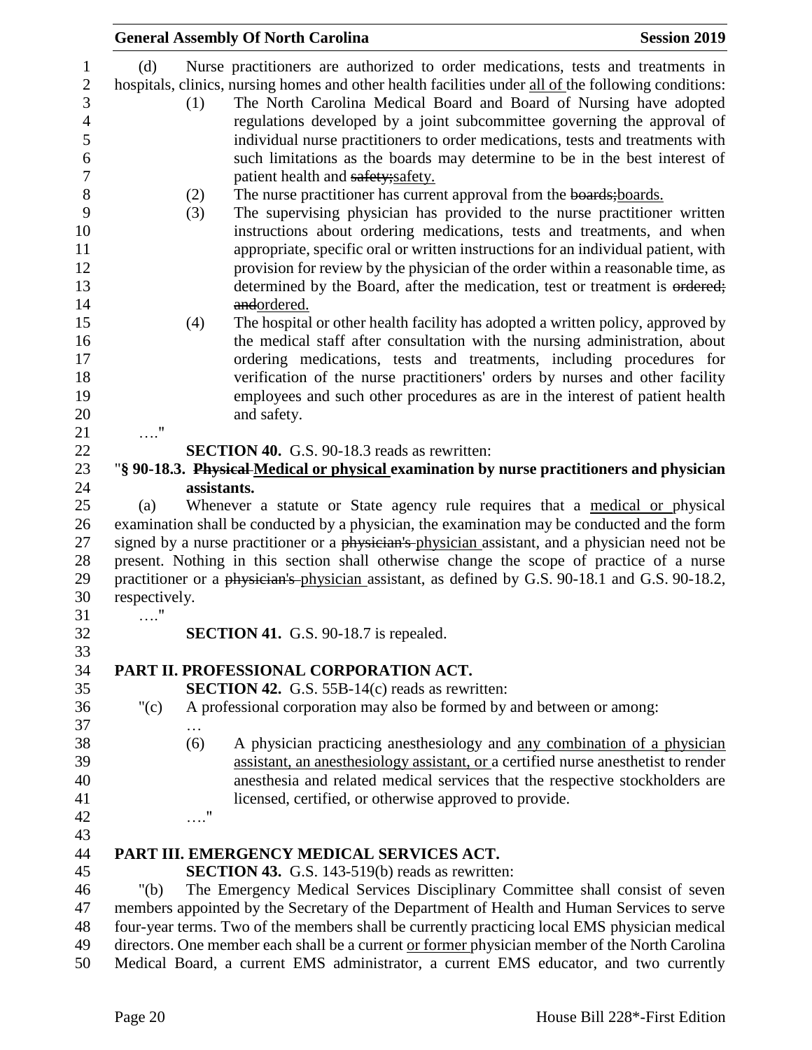(d) Nurse practitioners are authorized to order medications, tests and treatments in hospitals, clinics, nursing homes and other health facilities under all of the following conditions:

(1) The North Carolina Medical Board and Board of Nursing have adopted regulations developed by a joint subcommittee governing the approval of individual nurse practitioners to order medications, tests and treatments with such limitations as the boards may determine to be in the best interest of patient health and ~~safety;~~safety.

(2) The nurse practitioner has current approval from the ~~boards;~~boards.

(3) The supervising physician has provided to the nurse practitioner written instructions about ordering medications, tests and treatments, and when appropriate, specific oral or written instructions for an individual patient, with provision for review by the physician of the order within a reasonable time, as determined by the Board, after the medication, test or treatment is ~~ordered; and~~ordered.

(4) The hospital or other health facility has adopted a written policy, approved by the medical staff after consultation with the nursing administration, about ordering medications, tests and treatments, including procedures for verification of the nurse practitioners' orders by nurses and other facility employees and such other procedures as are in the interest of patient health and safety.

…."

**SECTION 40.** G.S. 90-18.3 reads as rewritten:

"**§ 90-18.3. ~~Physical~~ Medical or physical examination by nurse practitioners and physician assistants.**

(a) Whenever a statute or State agency rule requires that a medical or physical examination shall be conducted by a physician, the examination may be conducted and the form signed by a nurse practitioner or a ~~physician's~~ physician assistant, and a physician need not be present. Nothing in this section shall otherwise change the scope of practice of a nurse practitioner or a ~~physician's~~ physician assistant, as defined by G.S. 90-18.1 and G.S. 90-18.2, respectively.

…."

**SECTION 41.** G.S. 90-18.7 is repealed.

**PART II. PROFESSIONAL CORPORATION ACT.**

**SECTION 42.** G.S. 55B-14(c) reads as rewritten:

"(c) A professional corporation may also be formed by and between or among:

…

(6) A physician practicing anesthesiology and any combination of a physician assistant, an anesthesiology assistant, or a certified nurse anesthetist to render anesthesia and related medical services that the respective stockholders are licensed, certified, or otherwise approved to provide.

…."

**PART III. EMERGENCY MEDICAL SERVICES ACT.**

**SECTION 43.** G.S. 143-519(b) reads as rewritten:

"(b) The Emergency Medical Services Disciplinary Committee shall consist of seven members appointed by the Secretary of the Department of Health and Human Services to serve four-year terms. Two of the members shall be currently practicing local EMS physician medical directors. One member each shall be a current or former physician member of the North Carolina Medical Board, a current EMS administrator, a current EMS educator, and two currently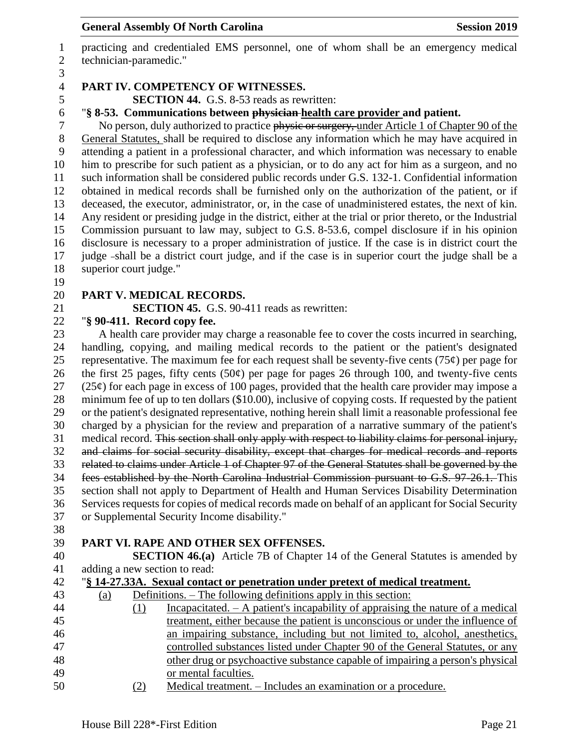practicing and credentialed EMS personnel, one of whom shall be an emergency medical technician-paramedic."

## PART IV. COMPETENCY OF WITNESSES.

**SECTION 44.** G.S. 8-53 reads as rewritten:

"**§ 8-53. Communications between ~~physician~~ health care provider and patient.**

No person, duly authorized to practice ~~physic or surgery,~~ under Article 1 of Chapter 90 of the General Statutes, shall be required to disclose any information which he may have acquired in attending a patient in a professional character, and which information was necessary to enable him to prescribe for such patient as a physician, or to do any act for him as a surgeon, and no such information shall be considered public records under G.S. 132-1. Confidential information obtained in medical records shall be furnished only on the authorization of the patient, or if deceased, the executor, administrator, or, in the case of unadministered estates, the next of kin. Any resident or presiding judge in the district, either at the trial or prior thereto, or the Industrial Commission pursuant to law may, subject to G.S. 8-53.6, compel disclosure if in his opinion disclosure is necessary to a proper administration of justice. If the case is in district court the judge shall be a district court judge, and if the case is in superior court the judge shall be a superior court judge."

## PART V. MEDICAL RECORDS.

**SECTION 45.** G.S. 90-411 reads as rewritten:

"**§ 90-411. Record copy fee.**

A health care provider may charge a reasonable fee to cover the costs incurred in searching, handling, copying, and mailing medical records to the patient or the patient's designated representative. The maximum fee for each request shall be seventy-five cents (75¢) per page for the first 25 pages, fifty cents (50¢) per page for pages 26 through 100, and twenty-five cents (25¢) for each page in excess of 100 pages, provided that the health care provider may impose a minimum fee of up to ten dollars ($10.00), inclusive of copying costs. If requested by the patient or the patient's designated representative, nothing herein shall limit a reasonable professional fee charged by a physician for the review and preparation of a narrative summary of the patient's medical record. ~~This section shall only apply with respect to liability claims for personal injury, and claims for social security disability, except that charges for medical records and reports related to claims under Article 1 of Chapter 97 of the General Statutes shall be governed by the fees established by the North Carolina Industrial Commission pursuant to G.S. 97-26.1.~~ This section shall not apply to Department of Health and Human Services Disability Determination Services requests for copies of medical records made on behalf of an applicant for Social Security or Supplemental Security Income disability."

## PART VI. RAPE AND OTHER SEX OFFENSES.

**SECTION 46.(a)** Article 7B of Chapter 14 of the General Statutes is amended by adding a new section to read:

"**§ 14-27.33A. Sexual contact or penetration under pretext of medical treatment.**

(a) Definitions. – The following definitions apply in this section:

(1) Incapacitated. – A patient's incapability of appraising the nature of a medical treatment, either because the patient is unconscious or under the influence of an impairing substance, including but not limited to, alcohol, anesthetics, controlled substances listed under Chapter 90 of the General Statutes, or any other drug or psychoactive substance capable of impairing a person's physical or mental faculties.

(2) Medical treatment. – Includes an examination or a procedure.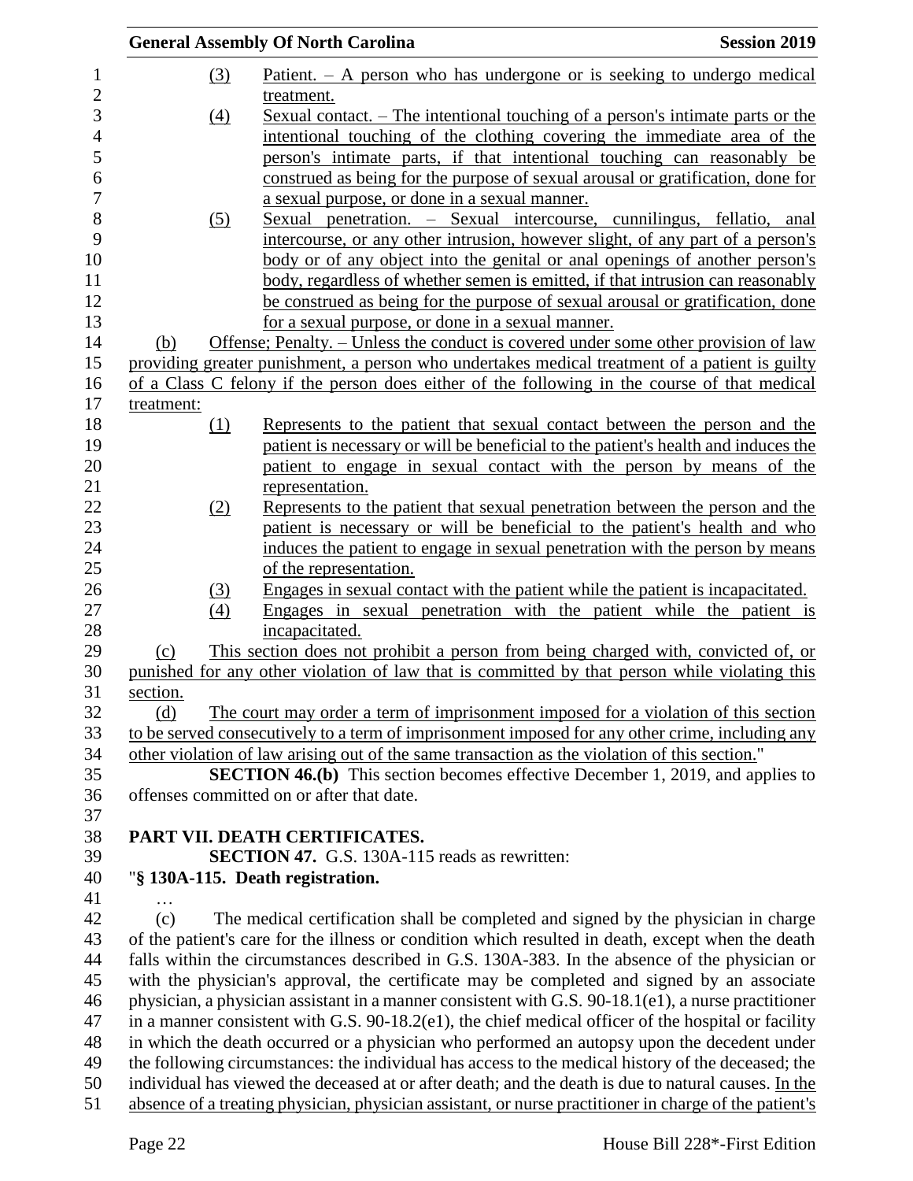(3) Patient. – A person who has undergone or is seeking to undergo medical treatment.

(4) Sexual contact. – The intentional touching of a person's intimate parts or the intentional touching of the clothing covering the immediate area of the person's intimate parts, if that intentional touching can reasonably be construed as being for the purpose of sexual arousal or gratification, done for a sexual purpose, or done in a sexual manner.

(5) Sexual penetration. – Sexual intercourse, cunnilingus, fellatio, anal intercourse, or any other intrusion, however slight, of any part of a person's body or of any object into the genital or anal openings of another person's body, regardless of whether semen is emitted, if that intrusion can reasonably be construed as being for the purpose of sexual arousal or gratification, done for a sexual purpose, or done in a sexual manner.

(b) Offense; Penalty. – Unless the conduct is covered under some other provision of law providing greater punishment, a person who undertakes medical treatment of a patient is guilty of a Class C felony if the person does either of the following in the course of that medical treatment:

(1) Represents to the patient that sexual contact between the person and the patient is necessary or will be beneficial to the patient's health and induces the patient to engage in sexual contact with the person by means of the representation.

(2) Represents to the patient that sexual penetration between the person and the patient is necessary or will be beneficial to the patient's health and who induces the patient to engage in sexual penetration with the person by means of the representation.

(3) Engages in sexual contact with the patient while the patient is incapacitated.

(4) Engages in sexual penetration with the patient while the patient is incapacitated.

(c) This section does not prohibit a person from being charged with, convicted of, or punished for any other violation of law that is committed by that person while violating this section.

(d) The court may order a term of imprisonment imposed for a violation of this section to be served consecutively to a term of imprisonment imposed for any other crime, including any other violation of law arising out of the same transaction as the violation of this section."

**SECTION 46.(b)** This section becomes effective December 1, 2019, and applies to offenses committed on or after that date.

## PART VII. DEATH CERTIFICATES.

**SECTION 47.** G.S. 130A-115 reads as rewritten:

"**§ 130A-115. Death registration.**

…

(c) The medical certification shall be completed and signed by the physician in charge of the patient's care for the illness or condition which resulted in death, except when the death falls within the circumstances described in G.S. 130A-383. In the absence of the physician or with the physician's approval, the certificate may be completed and signed by an associate physician, a physician assistant in a manner consistent with G.S. 90-18.1(e1), a nurse practitioner in a manner consistent with G.S. 90-18.2(e1), the chief medical officer of the hospital or facility in which the death occurred or a physician who performed an autopsy upon the decedent under the following circumstances: the individual has access to the medical history of the deceased; the individual has viewed the deceased at or after death; and the death is due to natural causes. In the absence of a treating physician, physician assistant, or nurse practitioner in charge of the patient's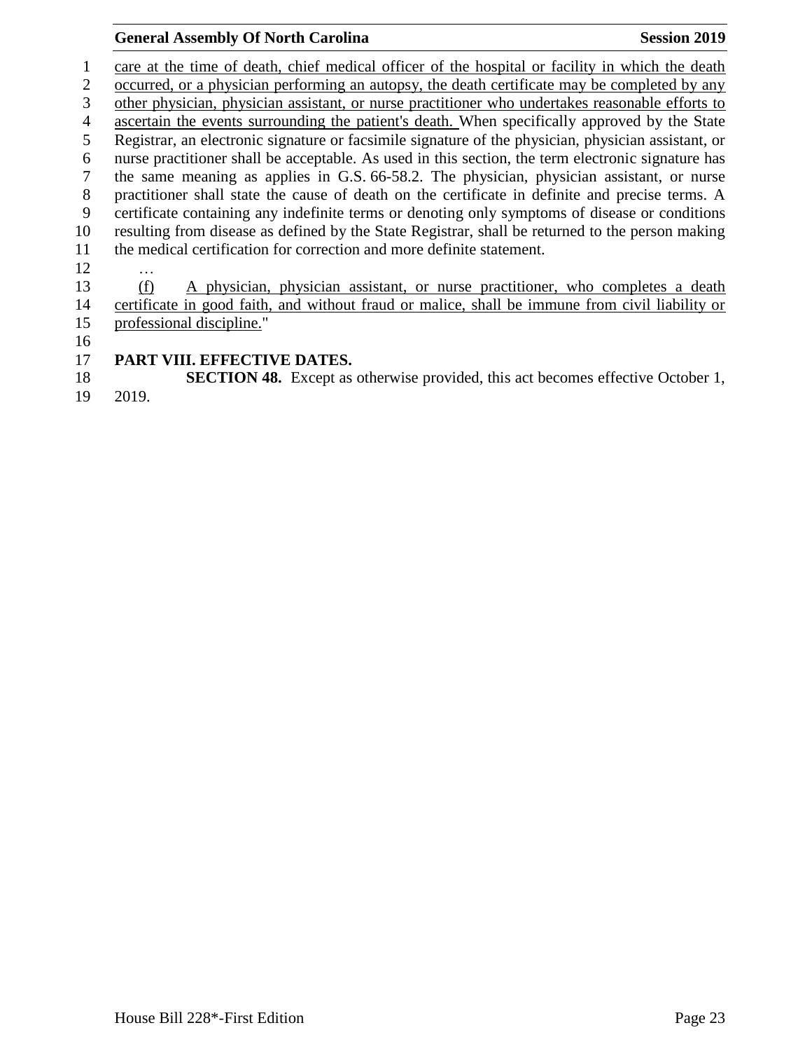care at the time of death, chief medical officer of the hospital or facility in which the death occurred, or a physician performing an autopsy, the death certificate may be completed by any other physician, physician assistant, or nurse practitioner who undertakes reasonable efforts to ascertain the events surrounding the patient's death. When specifically approved by the State Registrar, an electronic signature or facsimile signature of the physician, physician assistant, or nurse practitioner shall be acceptable. As used in this section, the term electronic signature has the same meaning as applies in G.S. 66-58.2. The physician, physician assistant, or nurse practitioner shall state the cause of death on the certificate in definite and precise terms. A certificate containing any indefinite terms or denoting only symptoms of disease or conditions resulting from disease as defined by the State Registrar, shall be returned to the person making the medical certification for correction and more definite statement.

…

(f) A physician, physician assistant, or nurse practitioner, who completes a death certificate in good faith, and without fraud or malice, shall be immune from civil liability or professional discipline."

**PART VIII. EFFECTIVE DATES.**

**SECTION 48.** Except as otherwise provided, this act becomes effective October 1, 2019.